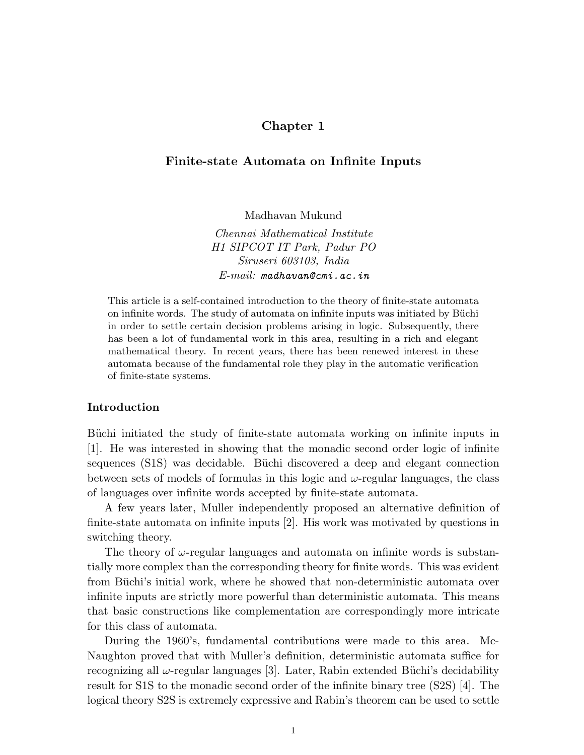# Chapter 1

## Finite-state Automata on Infinite Inputs

Madhavan Mukund

*Chennai Mathematical Institute*
*H1 SIPCOT IT Park, Padur PO*
*Siruseri 603103, India*
*E-mail:* `madhavan@cmi.ac.in`

This article is a self-contained introduction to the theory of finite-state automata on infinite words. The study of automata on infinite inputs was initiated by Büchi in order to settle certain decision problems arising in logic. Subsequently, there has been a lot of fundamental work in this area, resulting in a rich and elegant mathematical theory. In recent years, there has been renewed interest in these automata because of the fundamental role they play in the automatic verification of finite-state systems.

### Introduction

Büchi initiated the study of finite-state automata working on infinite inputs in [1]. He was interested in showing that the monadic second order logic of infinite sequences (S1S) was decidable. Büchi discovered a deep and elegant connection between sets of models of formulas in this logic and $\omega$-regular languages, the class of languages over infinite words accepted by finite-state automata.

A few years later, Muller independently proposed an alternative definition of finite-state automata on infinite inputs [2]. His work was motivated by questions in switching theory.

The theory of $\omega$-regular languages and automata on infinite words is substantially more complex than the corresponding theory for finite words. This was evident from Büchi's initial work, where he showed that non-deterministic automata over infinite inputs are strictly more powerful than deterministic automata. This means that basic constructions like complementation are correspondingly more intricate for this class of automata.

During the 1960's, fundamental contributions were made to this area. McNaughton proved that with Muller's definition, deterministic automata suffice for recognizing all $\omega$-regular languages [3]. Later, Rabin extended Büchi's decidability result for S1S to the monadic second order of the infinite binary tree (S2S) [4]. The logical theory S2S is extremely expressive and Rabin's theorem can be used to settle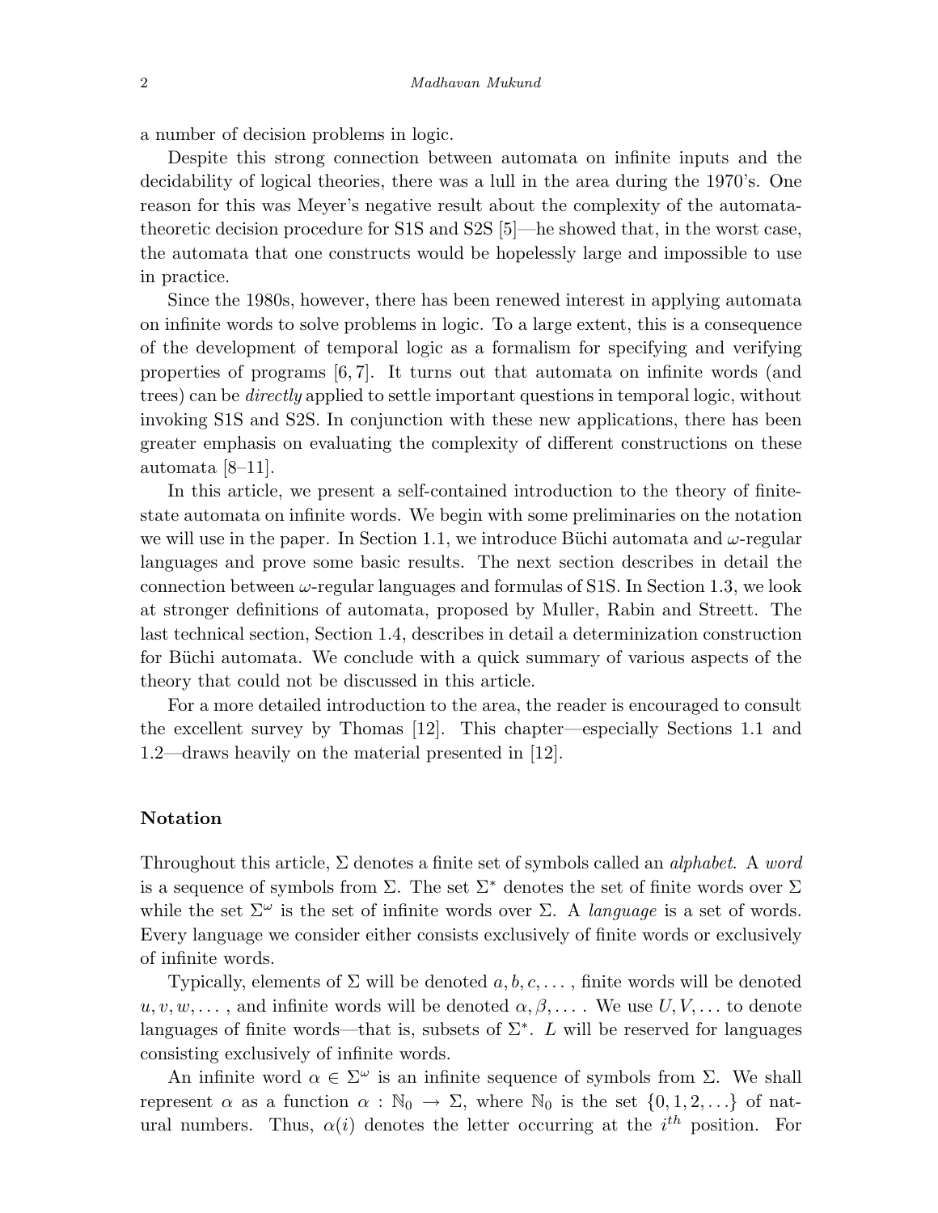a number of decision problems in logic.

Despite this strong connection between automata on infinite inputs and the decidability of logical theories, there was a lull in the area during the 1970's. One reason for this was Meyer's negative result about the complexity of the automata-theoretic decision procedure for S1S and S2S [5]—he showed that, in the worst case, the automata that one constructs would be hopelessly large and impossible to use in practice.

Since the 1980s, however, there has been renewed interest in applying automata on infinite words to solve problems in logic. To a large extent, this is a consequence of the development of temporal logic as a formalism for specifying and verifying properties of programs [6, 7]. It turns out that automata on infinite words (and trees) can be *directly* applied to settle important questions in temporal logic, without invoking S1S and S2S. In conjunction with these new applications, there has been greater emphasis on evaluating the complexity of different constructions on these automata [8–11].

In this article, we present a self-contained introduction to the theory of finite-state automata on infinite words. We begin with some preliminaries on the notation we will use in the paper. In Section 1.1, we introduce Büchi automata and $\omega$-regular languages and prove some basic results. The next section describes in detail the connection between $\omega$-regular languages and formulas of S1S. In Section 1.3, we look at stronger definitions of automata, proposed by Muller, Rabin and Streett. The last technical section, Section 1.4, describes in detail a determinization construction for Büchi automata. We conclude with a quick summary of various aspects of the theory that could not be discussed in this article.

For a more detailed introduction to the area, the reader is encouraged to consult the excellent survey by Thomas [12]. This chapter—especially Sections 1.1 and 1.2—draws heavily on the material presented in [12].

## Notation

Throughout this article, $\Sigma$ denotes a finite set of symbols called an *alphabet*. A *word* is a sequence of symbols from $\Sigma$. The set $\Sigma^*$ denotes the set of finite words over $\Sigma$ while the set $\Sigma^\omega$ is the set of infinite words over $\Sigma$. A *language* is a set of words. Every language we consider either consists exclusively of finite words or exclusively of infinite words.

Typically, elements of $\Sigma$ will be denoted $a, b, c, \ldots$, finite words will be denoted $u, v, w, \ldots$, and infinite words will be denoted $\alpha, \beta, \ldots$. We use $U, V, \ldots$ to denote languages of finite words—that is, subsets of $\Sigma^*$. $L$ will be reserved for languages consisting exclusively of infinite words.

An infinite word $\alpha \in \Sigma^\omega$ is an infinite sequence of symbols from $\Sigma$. We shall represent $\alpha$ as a function $\alpha : \mathbb{N}_0 \to \Sigma$, where $\mathbb{N}_0$ is the set $\{0, 1, 2, \ldots\}$ of natural numbers. Thus, $\alpha(i)$ denotes the letter occurring at the $i^{th}$ position. For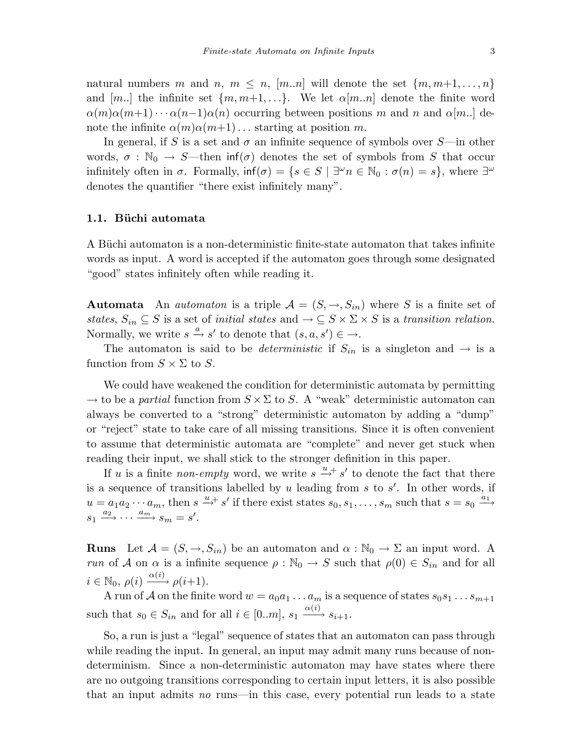natural numbers $m$ and $n$, $m \leq n$, $[m..n]$ will denote the set $\{m, m{+}1, \ldots, n\}$ and $[m..]$ the infinite set $\{m, m{+}1, \ldots\}$. We let $\alpha[m..n]$ denote the finite word $\alpha(m)\alpha(m{+}1)\cdots\alpha(n{-}1)\alpha(n)$ occurring between positions $m$ and $n$ and $\alpha[m..]$ denote the infinite $\alpha(m)\alpha(m{+}1)\ldots$ starting at position $m$.

In general, if $S$ is a set and $\sigma$ an infinite sequence of symbols over $S$—in other words, $\sigma : \mathbb{N}_0 \to S$—then $\mathsf{inf}(\sigma)$ denotes the set of symbols from $S$ that occur infinitely often in $\sigma$. Formally, $\mathsf{inf}(\sigma) = \{s \in S \mid \exists^\omega n \in \mathbb{N}_0 : \sigma(n) = s\}$, where $\exists^\omega$ denotes the quantifier "there exist infinitely many".

### 1.1. Büchi automata

A Büchi automaton is a non-deterministic finite-state automaton that takes infinite words as input. A word is accepted if the automaton goes through some designated "good" states infinitely often while reading it.

**Automata** An *automaton* is a triple $\mathcal{A} = (S, \to, S_{in})$ where $S$ is a finite set of *states*, $S_{in} \subseteq S$ is a set of *initial states* and $\to \subseteq S \times \Sigma \times S$ is a *transition relation*. Normally, we write $s \xrightarrow{a} s'$ to denote that $(s, a, s') \in \to$.

The automaton is said to be *deterministic* if $S_{in}$ is a singleton and $\to$ is a function from $S \times \Sigma$ to $S$.

We could have weakened the condition for deterministic automata by permitting $\to$ to be a *partial* function from $S \times \Sigma$ to $S$. A "weak" deterministic automaton can always be converted to a "strong" deterministic automaton by adding a "dump" or "reject" state to take care of all missing transitions. Since it is often convenient to assume that deterministic automata are "complete" and never get stuck when reading their input, we shall stick to the stronger definition in this paper.

If $u$ is a finite *non-empty* word, we write $s \xrightarrow{u}{}^{+} s'$ to denote the fact that there is a sequence of transitions labelled by $u$ leading from $s$ to $s'$. In other words, if $u = a_1 a_2 \cdots a_m$, then $s \xrightarrow{u}{}^{+} s'$ if there exist states $s_0, s_1, \ldots, s_m$ such that $s = s_0 \xrightarrow{a_1} s_1 \xrightarrow{a_2} \cdots \xrightarrow{a_m} s_m = s'$.

**Runs** Let $\mathcal{A} = (S, \to, S_{in})$ be an automaton and $\alpha : \mathbb{N}_0 \to \Sigma$ an input word. A *run* of $\mathcal{A}$ on $\alpha$ is a infinite sequence $\rho : \mathbb{N}_0 \to S$ such that $\rho(0) \in S_{in}$ and for all $i \in \mathbb{N}_0$, $\rho(i) \xrightarrow{\alpha(i)} \rho(i{+}1)$.

A run of $\mathcal{A}$ on the finite word $w = a_0 a_1 \ldots a_m$ is a sequence of states $s_0 s_1 \ldots s_{m+1}$ such that $s_0 \in S_{in}$ and for all $i \in [0..m]$, $s_1 \xrightarrow{\alpha(i)} s_{i+1}$.

So, a run is just a "legal" sequence of states that an automaton can pass through while reading the input. In general, an input may admit many runs because of non-determinism. Since a non-deterministic automaton may have states where there are no outgoing transitions corresponding to certain input letters, it is also possible that an input admits *no* runs—in this case, every potential run leads to a state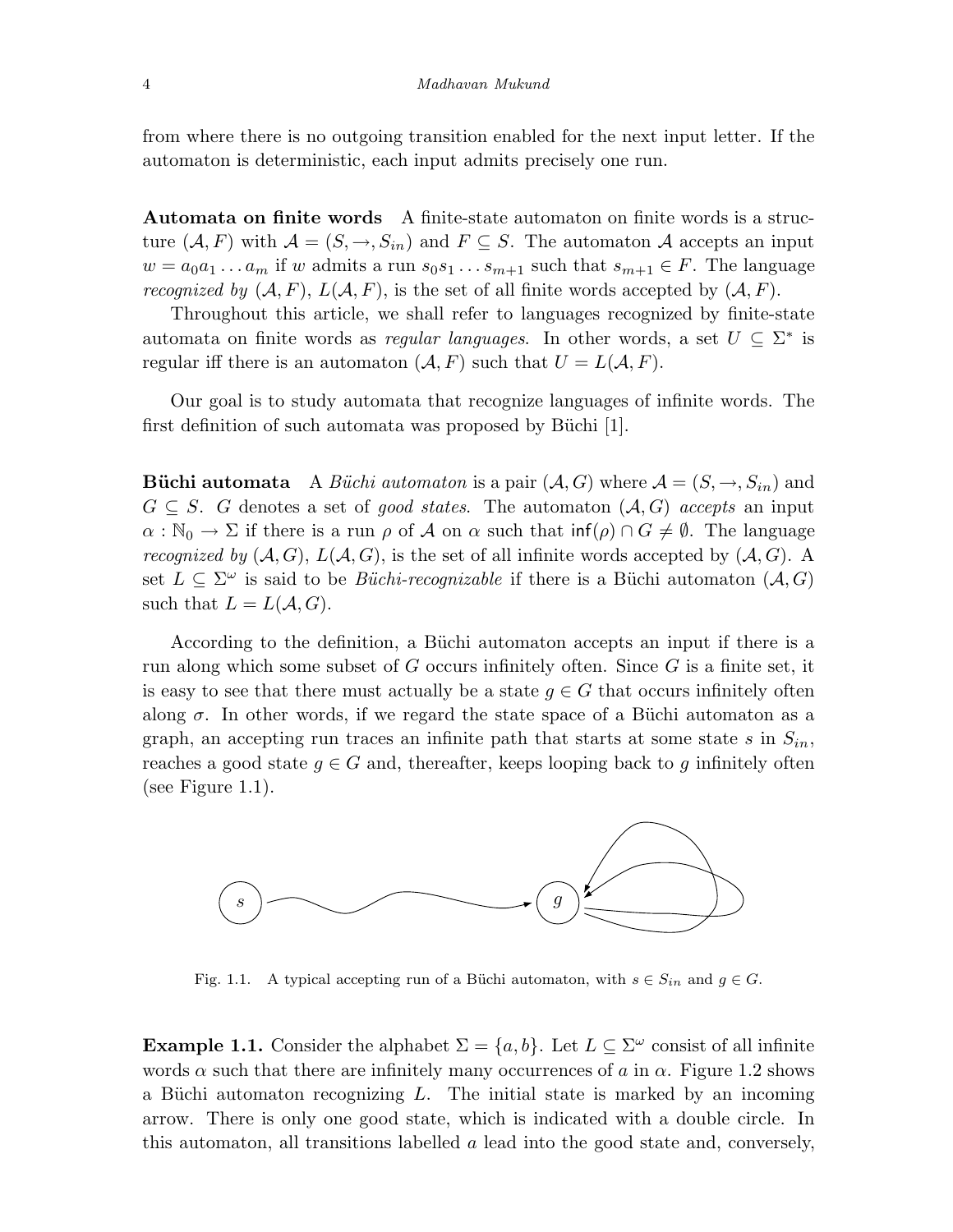from where there is no outgoing transition enabled for the next input letter. If the automaton is deterministic, each input admits precisely one run.

**Automata on finite words** A finite-state automaton on finite words is a structure $(\mathcal{A}, F)$ with $\mathcal{A} = (S, \rightarrow, S_{in})$ and $F \subseteq S$. The automaton $\mathcal{A}$ accepts an input $w = a_0 a_1 \ldots a_m$ if $w$ admits a run $s_0 s_1 \ldots s_{m+1}$ such that $s_{m+1} \in F$. The language *recognized by* $(\mathcal{A}, F)$, $L(\mathcal{A}, F)$, is the set of all finite words accepted by $(\mathcal{A}, F)$.

Throughout this article, we shall refer to languages recognized by finite-state automata on finite words as *regular languages*. In other words, a set $U \subseteq \Sigma^*$ is regular iff there is an automaton $(\mathcal{A}, F)$ such that $U = L(\mathcal{A}, F)$.

Our goal is to study automata that recognize languages of infinite words. The first definition of such automata was proposed by Büchi [1].

**Büchi automata** A *Büchi automaton* is a pair $(\mathcal{A}, G)$ where $\mathcal{A} = (S, \rightarrow, S_{in})$ and $G \subseteq S$. $G$ denotes a set of *good states*. The automaton $(\mathcal{A}, G)$ *accepts* an input $\alpha : \mathbb{N}_0 \rightarrow \Sigma$ if there is a run $\rho$ of $\mathcal{A}$ on $\alpha$ such that $\mathsf{inf}(\rho) \cap G \neq \emptyset$. The language *recognized by* $(\mathcal{A}, G)$, $L(\mathcal{A}, G)$, is the set of all infinite words accepted by $(\mathcal{A}, G)$. A set $L \subseteq \Sigma^\omega$ is said to be *Büchi-recognizable* if there is a Büchi automaton $(\mathcal{A}, G)$ such that $L = L(\mathcal{A}, G)$.

According to the definition, a Büchi automaton accepts an input if there is a run along which some subset of $G$ occurs infinitely often. Since $G$ is a finite set, it is easy to see that there must actually be a state $g \in G$ that occurs infinitely often along $\sigma$. In other words, if we regard the state space of a Büchi automaton as a graph, an accepting run traces an infinite path that starts at some state $s$ in $S_{in}$, reaches a good state $g \in G$ and, thereafter, keeps looping back to $g$ infinitely often (see Figure 1.1).

Fig. 1.1. A typical accepting run of a Büchi automaton, with $s \in S_{in}$ and $g \in G$.

**Example 1.1.** Consider the alphabet $\Sigma = \{a, b\}$. Let $L \subseteq \Sigma^\omega$ consist of all infinite words $\alpha$ such that there are infinitely many occurrences of $a$ in $\alpha$. Figure 1.2 shows a Büchi automaton recognizing $L$. The initial state is marked by an incoming arrow. There is only one good state, which is indicated with a double circle. In this automaton, all transitions labelled $a$ lead into the good state and, conversely,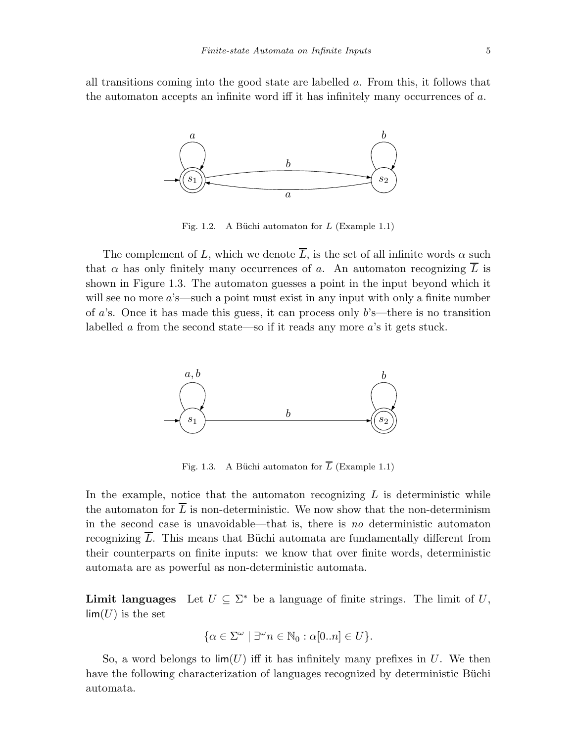all transitions coming into the good state are labelled $a$. From this, it follows that the automaton accepts an infinite word iff it has infinitely many occurrences of $a$.

Fig. 1.2. A Büchi automaton for $L$ (Example 1.1)

The complement of $L$, which we denote $\overline{L}$, is the set of all infinite words $\alpha$ such that $\alpha$ has only finitely many occurrences of $a$. An automaton recognizing $\overline{L}$ is shown in Figure 1.3. The automaton guesses a point in the input beyond which it will see no more $a$'s—such a point must exist in any input with only a finite number of $a$'s. Once it has made this guess, it can process only $b$'s—there is no transition labelled $a$ from the second state—so if it reads any more $a$'s it gets stuck.

Fig. 1.3. A Büchi automaton for $\overline{L}$ (Example 1.1)

In the example, notice that the automaton recognizing $L$ is deterministic while the automaton for $\overline{L}$ is non-deterministic. We now show that the non-determinism in the second case is unavoidable—that is, there is *no* deterministic automaton recognizing $\overline{L}$. This means that Büchi automata are fundamentally different from their counterparts on finite inputs: we know that over finite words, deterministic automata are as powerful as non-deterministic automata.

**Limit languages** Let $U \subseteq \Sigma^*$ be a language of finite strings. The limit of $U$, $\mathsf{lim}(U)$ is the set

$$\{\alpha \in \Sigma^\omega \mid \exists^\omega n \in \mathbb{N}_0 : \alpha[0..n] \in U\}.$$

So, a word belongs to $\mathsf{lim}(U)$ iff it has infinitely many prefixes in $U$. We then have the following characterization of languages recognized by deterministic Büchi automata.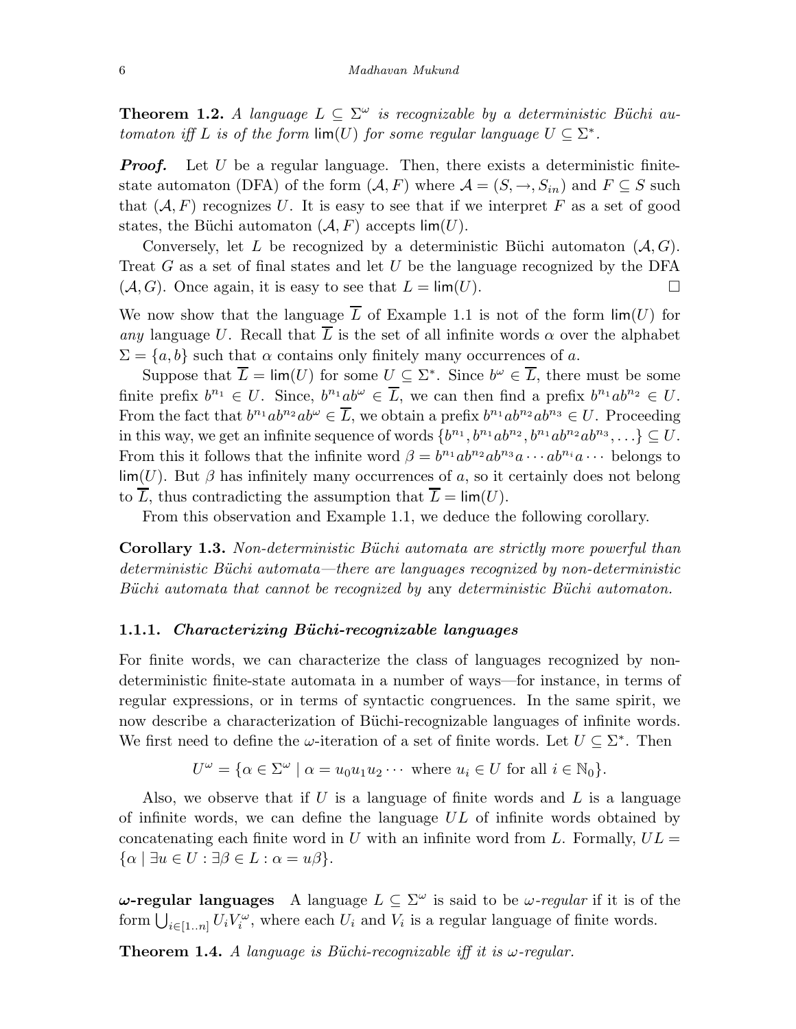**Theorem 1.2.** *A language $L \subseteq \Sigma^\omega$ is recognizable by a deterministic Büchi automaton iff $L$ is of the form $\mathsf{lim}(U)$ for some regular language $U \subseteq \Sigma^*$.*

***Proof.*** Let $U$ be a regular language. Then, there exists a deterministic finite-state automaton (DFA) of the form $(\mathcal{A}, F)$ where $\mathcal{A} = (S, \rightarrow, S_{in})$ and $F \subseteq S$ such that $(\mathcal{A}, F)$ recognizes $U$. It is easy to see that if we interpret $F$ as a set of good states, the Büchi automaton $(\mathcal{A}, F)$ accepts $\mathsf{lim}(U)$.

Conversely, let $L$ be recognized by a deterministic Büchi automaton $(\mathcal{A}, G)$. Treat $G$ as a set of final states and let $U$ be the language recognized by the DFA $(\mathcal{A}, G)$. Once again, it is easy to see that $L = \mathsf{lim}(U)$. □

We now show that the language $\overline{L}$ of Example 1.1 is not of the form $\mathsf{lim}(U)$ for *any* language $U$. Recall that $\overline{L}$ is the set of all infinite words $\alpha$ over the alphabet $\Sigma = \{a, b\}$ such that $\alpha$ contains only finitely many occurrences of $a$.

Suppose that $\overline{L} = \mathsf{lim}(U)$ for some $U \subseteq \Sigma^*$. Since $b^\omega \in \overline{L}$, there must be some finite prefix $b^{n_1} \in U$. Since, $b^{n_1}ab^\omega \in \overline{L}$, we can then find a prefix $b^{n_1}ab^{n_2} \in U$. From the fact that $b^{n_1}ab^{n_2}ab^\omega \in \overline{L}$, we obtain a prefix $b^{n_1}ab^{n_2}ab^{n_3} \in U$. Proceeding in this way, we get an infinite sequence of words $\{b^{n_1}, b^{n_1}ab^{n_2}, b^{n_1}ab^{n_2}ab^{n_3}, \ldots\} \subseteq U$. From this it follows that the infinite word $\beta = b^{n_1}ab^{n_2}ab^{n_3}a \cdots ab^{n_i}a \cdots$ belongs to $\mathsf{lim}(U)$. But $\beta$ has infinitely many occurrences of $a$, so it certainly does not belong to $\overline{L}$, thus contradicting the assumption that $\overline{L} = \mathsf{lim}(U)$.

From this observation and Example 1.1, we deduce the following corollary.

**Corollary 1.3.** *Non-deterministic Büchi automata are strictly more powerful than deterministic Büchi automata—there are languages recognized by non-deterministic Büchi automata that cannot be recognized by* any *deterministic Büchi automaton.*

### 1.1.1. *Characterizing Büchi-recognizable languages*

For finite words, we can characterize the class of languages recognized by non-deterministic finite-state automata in a number of ways—for instance, in terms of regular expressions, or in terms of syntactic congruences. In the same spirit, we now describe a characterization of Büchi-recognizable languages of infinite words. We first need to define the $\omega$-iteration of a set of finite words. Let $U \subseteq \Sigma^*$. Then

$$U^\omega = \{\alpha \in \Sigma^\omega \mid \alpha = u_0 u_1 u_2 \cdots \text{ where } u_i \in U \text{ for all } i \in \mathbb{N}_0\}.$$

Also, we observe that if $U$ is a language of finite words and $L$ is a language of infinite words, we can define the language $UL$ of infinite words obtained by concatenating each finite word in $U$ with an infinite word from $L$. Formally, $UL = \{\alpha \mid \exists u \in U : \exists \beta \in L : \alpha = u\beta\}$.

**$\omega$-regular languages** A language $L \subseteq \Sigma^\omega$ is said to be *$\omega$-regular* if it is of the form $\bigcup_{i \in [1..n]} U_i V_i^\omega$, where each $U_i$ and $V_i$ is a regular language of finite words.

**Theorem 1.4.** *A language is Büchi-recognizable iff it is $\omega$-regular.*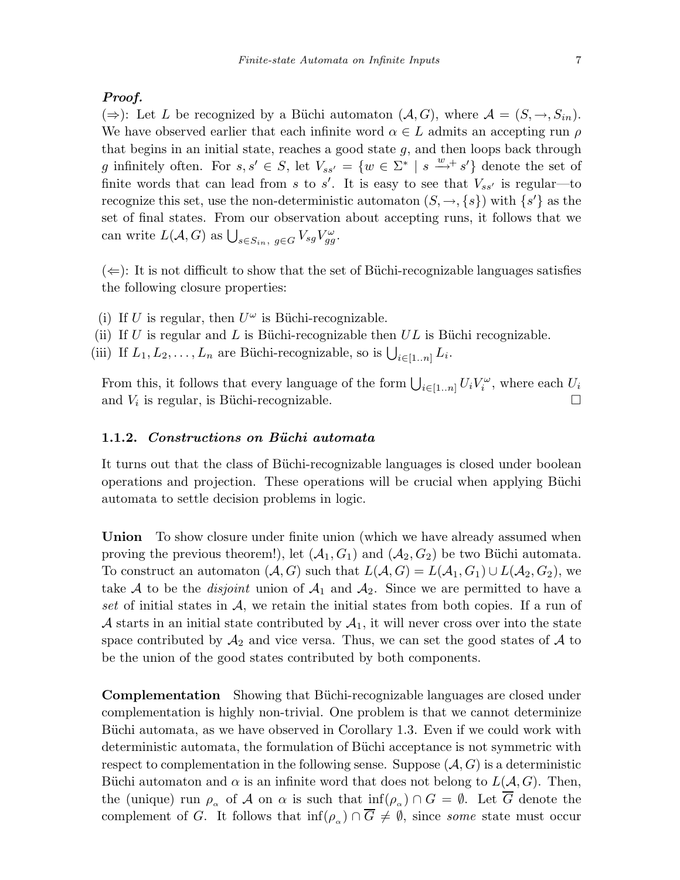***Proof.***
($\Rightarrow$): Let $L$ be recognized by a Büchi automaton $(\mathcal{A}, G)$, where $\mathcal{A} = (S, \rightarrow, S_{in})$. We have observed earlier that each infinite word $\alpha \in L$ admits an accepting run $\rho$ that begins in an initial state, reaches a good state $g$, and then loops back through $g$ infinitely often. For $s, s' \in S$, let $V_{ss'} = \{w \in \Sigma^* \mid s \xrightarrow{w}{}^{+} s'\}$ denote the set of finite words that can lead from $s$ to $s'$. It is easy to see that $V_{ss'}$ is regular—to recognize this set, use the non-deterministic automaton $(S, \rightarrow, \{s\})$ with $\{s'\}$ as the set of final states. From our observation about accepting runs, it follows that we can write $L(\mathcal{A}, G)$ as $\bigcup_{s \in S_{in},\ g \in G} V_{sg} V_{gg}^{\omega}$.

($\Leftarrow$): It is not difficult to show that the set of Büchi-recognizable languages satisfies the following closure properties:

(i) If $U$ is regular, then $U^{\omega}$ is Büchi-recognizable.
(ii) If $U$ is regular and $L$ is Büchi-recognizable then $UL$ is Büchi recognizable.
(iii) If $L_1, L_2, \ldots, L_n$ are Büchi-recognizable, so is $\bigcup_{i \in [1..n]} L_i$.

From this, it follows that every language of the form $\bigcup_{i \in [1..n]} U_i V_i^{\omega}$, where each $U_i$ and $V_i$ is regular, is Büchi-recognizable. $\square$

### 1.1.2. *Constructions on Büchi automata*

It turns out that the class of Büchi-recognizable languages is closed under boolean operations and projection. These operations will be crucial when applying Büchi automata to settle decision problems in logic.

**Union** To show closure under finite union (which we have already assumed when proving the previous theorem!), let $(\mathcal{A}_1, G_1)$ and $(\mathcal{A}_2, G_2)$ be two Büchi automata. To construct an automaton $(\mathcal{A}, G)$ such that $L(\mathcal{A}, G) = L(\mathcal{A}_1, G_1) \cup L(\mathcal{A}_2, G_2)$, we take $\mathcal{A}$ to be the *disjoint* union of $\mathcal{A}_1$ and $\mathcal{A}_2$. Since we are permitted to have a *set* of initial states in $\mathcal{A}$, we retain the initial states from both copies. If a run of $\mathcal{A}$ starts in an initial state contributed by $\mathcal{A}_1$, it will never cross over into the state space contributed by $\mathcal{A}_2$ and vice versa. Thus, we can set the good states of $\mathcal{A}$ to be the union of the good states contributed by both components.

**Complementation** Showing that Büchi-recognizable languages are closed under complementation is highly non-trivial. One problem is that we cannot determinize Büchi automata, as we have observed in Corollary 1.3. Even if we could work with deterministic automata, the formulation of Büchi acceptance is not symmetric with respect to complementation in the following sense. Suppose $(\mathcal{A}, G)$ is a deterministic Büchi automaton and $\alpha$ is an infinite word that does not belong to $L(\mathcal{A}, G)$. Then, the (unique) run $\rho_{\alpha}$ of $\mathcal{A}$ on $\alpha$ is such that $\inf(\rho_{\alpha}) \cap G = \emptyset$. Let $\overline{G}$ denote the complement of $G$. It follows that $\inf(\rho_{\alpha}) \cap \overline{G} \neq \emptyset$, since *some* state must occur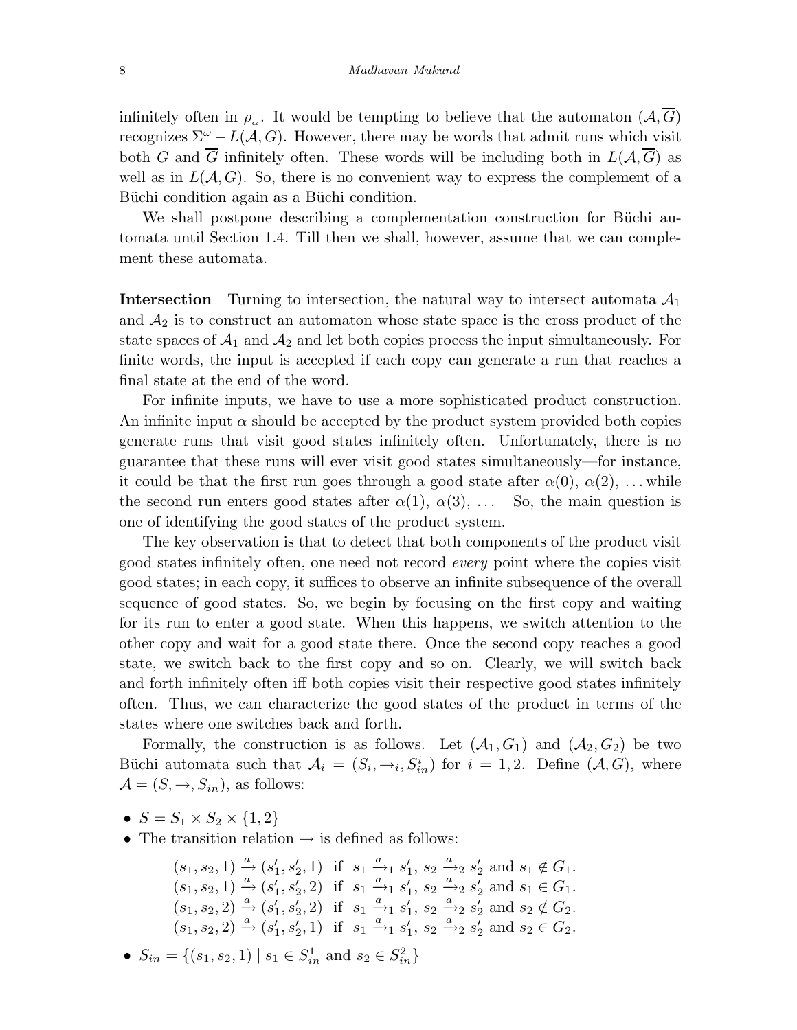infinitely often in $\rho_\alpha$. It would be tempting to believe that the automaton $(\mathcal{A}, \overline{G})$ recognizes $\Sigma^\omega - L(\mathcal{A}, G)$. However, there may be words that admit runs which visit both $G$ and $\overline{G}$ infinitely often. These words will be including both in $L(\mathcal{A}, \overline{G})$ as well as in $L(\mathcal{A}, G)$. So, there is no convenient way to express the complement of a Büchi condition again as a Büchi condition.

We shall postpone describing a complementation construction for Büchi automata until Section 1.4. Till then we shall, however, assume that we can complement these automata.

**Intersection** Turning to intersection, the natural way to intersect automata $\mathcal{A}_1$ and $\mathcal{A}_2$ is to construct an automaton whose state space is the cross product of the state spaces of $\mathcal{A}_1$ and $\mathcal{A}_2$ and let both copies process the input simultaneously. For finite words, the input is accepted if each copy can generate a run that reaches a final state at the end of the word.

For infinite inputs, we have to use a more sophisticated product construction. An infinite input $\alpha$ should be accepted by the product system provided both copies generate runs that visit good states infinitely often. Unfortunately, there is no guarantee that these runs will ever visit good states simultaneously—for instance, it could be that the first run goes through a good state after $\alpha(0)$, $\alpha(2)$, ... while the second run enters good states after $\alpha(1)$, $\alpha(3)$, ... So, the main question is one of identifying the good states of the product system.

The key observation is that to detect that both components of the product visit good states infinitely often, one need not record *every* point where the copies visit good states; in each copy, it suffices to observe an infinite subsequence of the overall sequence of good states. So, we begin by focusing on the first copy and waiting for its run to enter a good state. When this happens, we switch attention to the other copy and wait for a good state there. Once the second copy reaches a good state, we switch back to the first copy and so on. Clearly, we will switch back and forth infinitely often iff both copies visit their respective good states infinitely often. Thus, we can characterize the good states of the product in terms of the states where one switches back and forth.

Formally, the construction is as follows. Let $(\mathcal{A}_1, G_1)$ and $(\mathcal{A}_2, G_2)$ be two Büchi automata such that $\mathcal{A}_i = (S_i, \rightarrow_i, S^i_{in})$ for $i = 1, 2$. Define $(\mathcal{A}, G)$, where $\mathcal{A} = (S, \rightarrow, S_{in})$, as follows:

- $S = S_1 \times S_2 \times \{1, 2\}$
- The transition relation $\rightarrow$ is defined as follows:

$$
\begin{array}{l}
(s_1, s_2, 1) \xrightarrow{a} (s'_1, s'_2, 1) \text{ if } s_1 \xrightarrow{a}_1 s'_1,\ s_2 \xrightarrow{a}_2 s'_2 \text{ and } s_1 \notin G_1. \\
(s_1, s_2, 1) \xrightarrow{a} (s'_1, s'_2, 2) \text{ if } s_1 \xrightarrow{a}_1 s'_1,\ s_2 \xrightarrow{a}_2 s'_2 \text{ and } s_1 \in G_1. \\
(s_1, s_2, 2) \xrightarrow{a} (s'_1, s'_2, 2) \text{ if } s_1 \xrightarrow{a}_1 s'_1,\ s_2 \xrightarrow{a}_2 s'_2 \text{ and } s_2 \notin G_2. \\
(s_1, s_2, 2) \xrightarrow{a} (s'_1, s'_2, 1) \text{ if } s_1 \xrightarrow{a}_1 s'_1,\ s_2 \xrightarrow{a}_2 s'_2 \text{ and } s_2 \in G_2.
\end{array}
$$

- $S_{in} = \{(s_1, s_2, 1) \mid s_1 \in S^1_{in} \text{ and } s_2 \in S^2_{in}\}$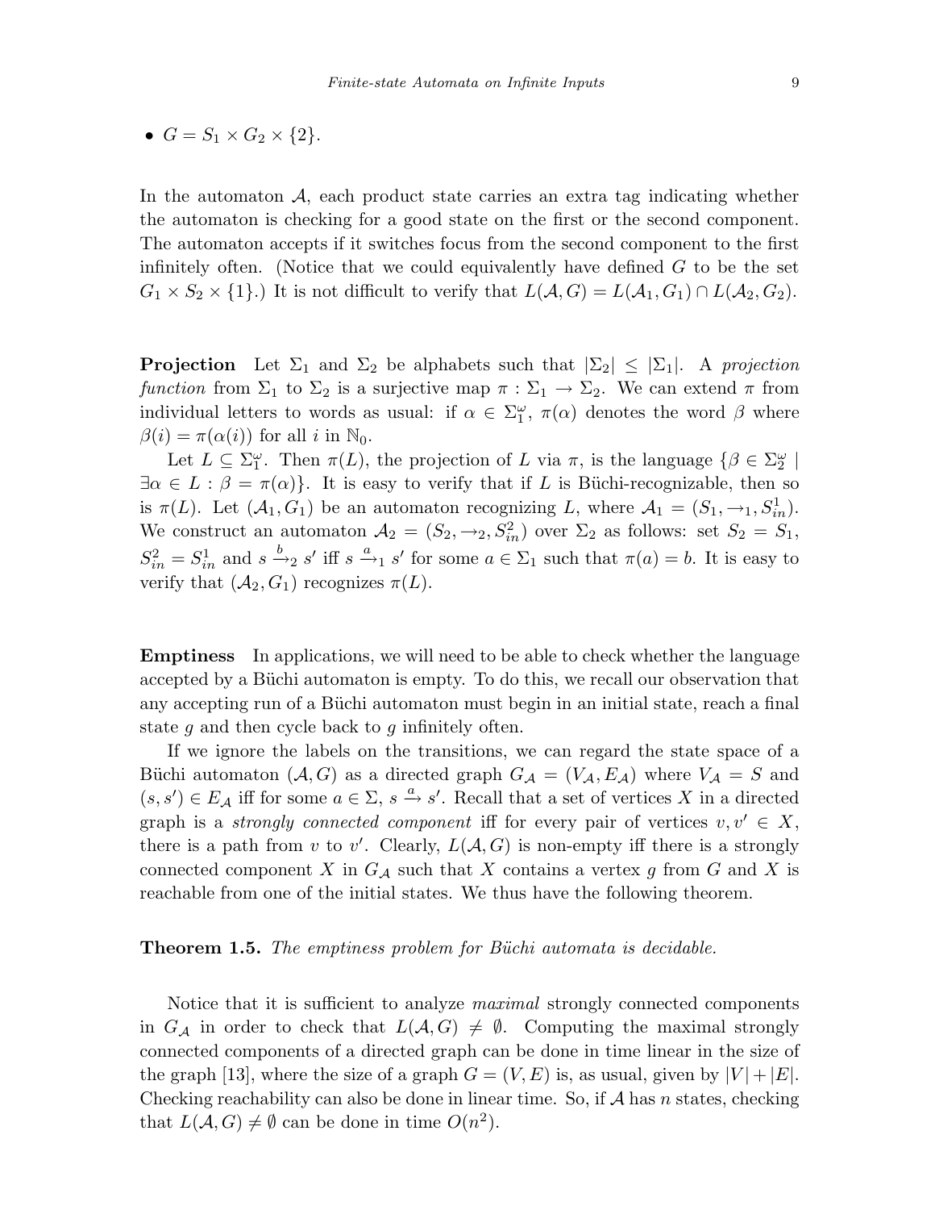- $G = S_1 \times G_2 \times \{2\}$.

In the automaton $\mathcal{A}$, each product state carries an extra tag indicating whether the automaton is checking for a good state on the first or the second component. The automaton accepts if it switches focus from the second component to the first infinitely often. (Notice that we could equivalently have defined $G$ to be the set $G_1 \times S_2 \times \{1\}$.) It is not difficult to verify that $L(\mathcal{A}, G) = L(\mathcal{A}_1, G_1) \cap L(\mathcal{A}_2, G_2)$.

**Projection** Let $\Sigma_1$ and $\Sigma_2$ be alphabets such that $|\Sigma_2| \leq |\Sigma_1|$. A *projection function* from $\Sigma_1$ to $\Sigma_2$ is a surjective map $\pi : \Sigma_1 \to \Sigma_2$. We can extend $\pi$ from individual letters to words as usual: if $\alpha \in \Sigma_1^\omega$, $\pi(\alpha)$ denotes the word $\beta$ where $\beta(i) = \pi(\alpha(i))$ for all $i$ in $\mathbb{N}_0$.

Let $L \subseteq \Sigma_1^\omega$. Then $\pi(L)$, the projection of $L$ via $\pi$, is the language $\{\beta \in \Sigma_2^\omega \mid \exists \alpha \in L : \beta = \pi(\alpha)\}$. It is easy to verify that if $L$ is Büchi-recognizable, then so is $\pi(L)$. Let $(\mathcal{A}_1, G_1)$ be an automaton recognizing $L$, where $\mathcal{A}_1 = (S_1, \to_1, S_{in}^1)$. We construct an automaton $\mathcal{A}_2 = (S_2, \to_2, S_{in}^2)$ over $\Sigma_2$ as follows: set $S_2 = S_1$, $S_{in}^2 = S_{in}^1$ and $s \xrightarrow{b}_2 s'$ iff $s \xrightarrow{a}_1 s'$ for some $a \in \Sigma_1$ such that $\pi(a) = b$. It is easy to verify that $(\mathcal{A}_2, G_1)$ recognizes $\pi(L)$.

**Emptiness** In applications, we will need to be able to check whether the language accepted by a Büchi automaton is empty. To do this, we recall our observation that any accepting run of a Büchi automaton must begin in an initial state, reach a final state $g$ and then cycle back to $g$ infinitely often.

If we ignore the labels on the transitions, we can regard the state space of a Büchi automaton $(\mathcal{A}, G)$ as a directed graph $G_\mathcal{A} = (V_\mathcal{A}, E_\mathcal{A})$ where $V_\mathcal{A} = S$ and $(s, s') \in E_\mathcal{A}$ iff for some $a \in \Sigma$, $s \xrightarrow{a} s'$. Recall that a set of vertices $X$ in a directed graph is a *strongly connected component* iff for every pair of vertices $v, v' \in X$, there is a path from $v$ to $v'$. Clearly, $L(\mathcal{A}, G)$ is non-empty iff there is a strongly connected component $X$ in $G_\mathcal{A}$ such that $X$ contains a vertex $g$ from $G$ and $X$ is reachable from one of the initial states. We thus have the following theorem.

**Theorem 1.5.** *The emptiness problem for Büchi automata is decidable.*

Notice that it is sufficient to analyze *maximal* strongly connected components in $G_\mathcal{A}$ in order to check that $L(\mathcal{A}, G) \neq \emptyset$. Computing the maximal strongly connected components of a directed graph can be done in time linear in the size of the graph [13], where the size of a graph $G = (V, E)$ is, as usual, given by $|V| + |E|$. Checking reachability can also be done in linear time. So, if $\mathcal{A}$ has $n$ states, checking that $L(\mathcal{A}, G) \neq \emptyset$ can be done in time $O(n^2)$.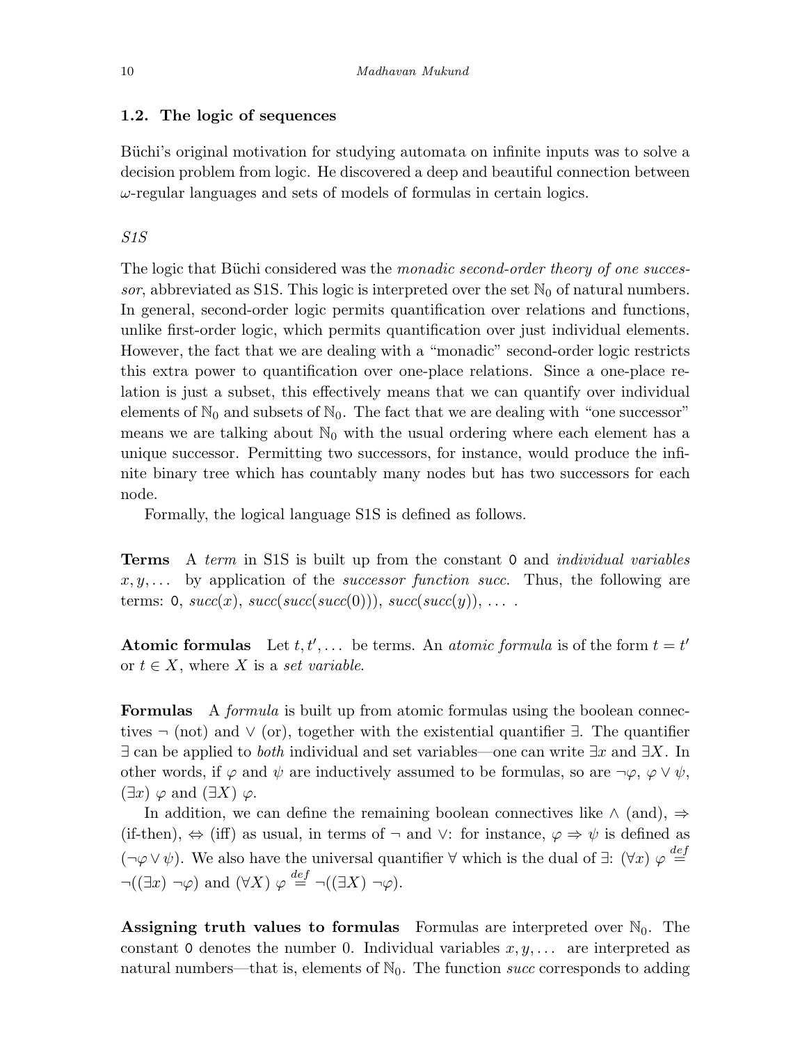### 1.2. The logic of sequences

Büchi's original motivation for studying automata on infinite inputs was to solve a decision problem from logic. He discovered a deep and beautiful connection between $\omega$-regular languages and sets of models of formulas in certain logics.

#### *S1S*

The logic that Büchi considered was the *monadic second-order theory of one successor*, abbreviated as S1S. This logic is interpreted over the set $\mathbb{N}_0$ of natural numbers. In general, second-order logic permits quantification over relations and functions, unlike first-order logic, which permits quantification over just individual elements. However, the fact that we are dealing with a "monadic" second-order logic restricts this extra power to quantification over one-place relations. Since a one-place relation is just a subset, this effectively means that we can quantify over individual elements of $\mathbb{N}_0$ and subsets of $\mathbb{N}_0$. The fact that we are dealing with "one successor" means we are talking about $\mathbb{N}_0$ with the usual ordering where each element has a unique successor. Permitting two successors, for instance, would produce the infinite binary tree which has countably many nodes but has two successors for each node.

Formally, the logical language S1S is defined as follows.

**Terms** A *term* in S1S is built up from the constant $\mathsf{0}$ and *individual variables* $x, y, \ldots$ by application of the *successor function succ*. Thus, the following are terms: $\mathsf{0}$, $succ(x)$, $succ(succ(succ(0)))$, $succ(succ(y))$, $\ldots$ .

**Atomic formulas** Let $t, t', \ldots$ be terms. An *atomic formula* is of the form $t = t'$ or $t \in X$, where $X$ is a *set variable*.

**Formulas** A *formula* is built up from atomic formulas using the boolean connectives $\neg$ (not) and $\vee$ (or), together with the existential quantifier $\exists$. The quantifier $\exists$ can be applied to *both* individual and set variables—one can write $\exists x$ and $\exists X$. In other words, if $\varphi$ and $\psi$ are inductively assumed to be formulas, so are $\neg\varphi$, $\varphi \vee \psi$, $(\exists x)\ \varphi$ and $(\exists X)\ \varphi$.

In addition, we can define the remaining boolean connectives like $\wedge$ (and), $\Rightarrow$ (if-then), $\Leftrightarrow$ (iff) as usual, in terms of $\neg$ and $\vee$: for instance, $\varphi \Rightarrow \psi$ is defined as $(\neg\varphi \vee \psi)$. We also have the universal quantifier $\forall$ which is the dual of $\exists$: $(\forall x)\ \varphi \stackrel{def}{=} \neg((\exists x)\ \neg\varphi)$ and $(\forall X)\ \varphi \stackrel{def}{=} \neg((\exists X)\ \neg\varphi)$.

**Assigning truth values to formulas** Formulas are interpreted over $\mathbb{N}_0$. The constant $\mathsf{0}$ denotes the number 0. Individual variables $x, y, \ldots$ are interpreted as natural numbers—that is, elements of $\mathbb{N}_0$. The function *succ* corresponds to adding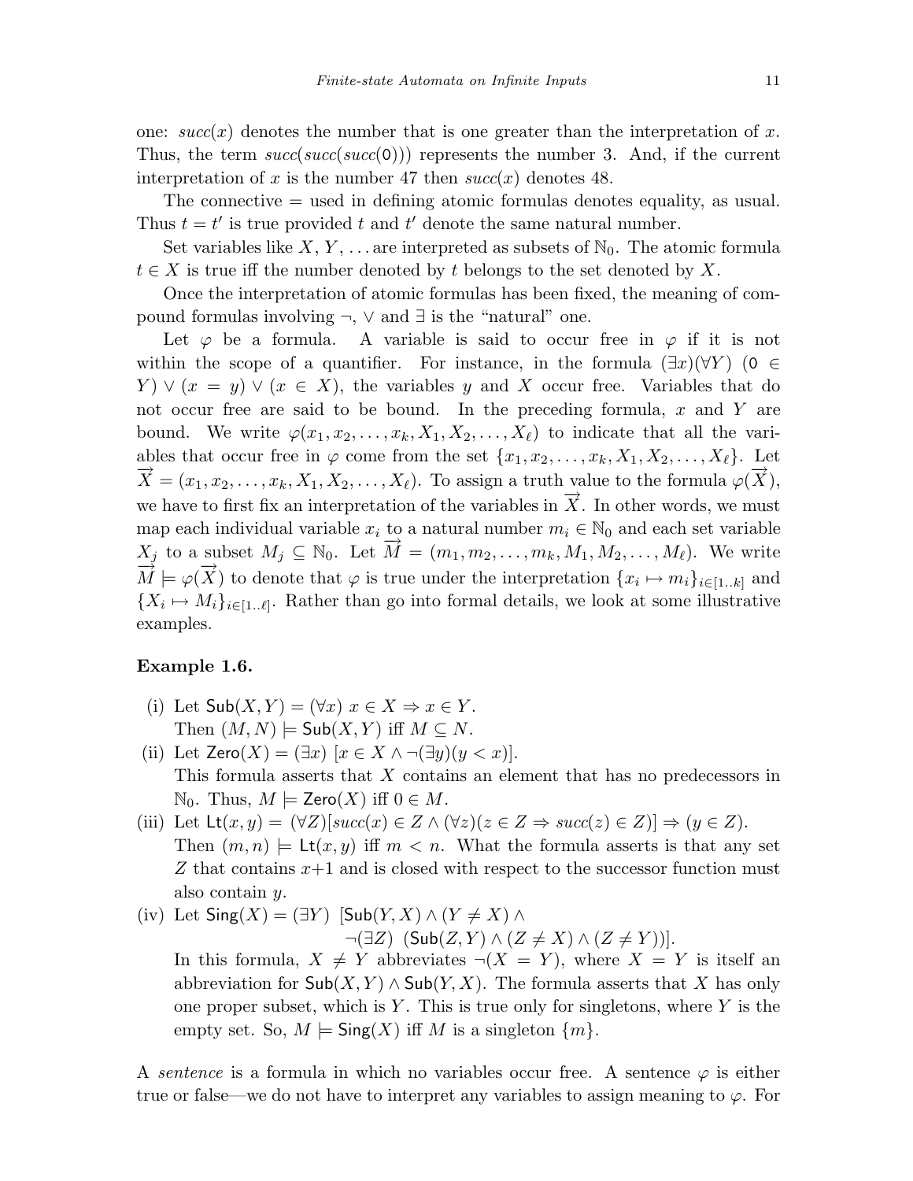one: $succ(x)$ denotes the number that is one greater than the interpretation of $x$. Thus, the term $succ(succ(succ(0)))$ represents the number 3. And, if the current interpretation of $x$ is the number 47 then $succ(x)$ denotes 48.

The connective $=$ used in defining atomic formulas denotes equality, as usual. Thus $t = t'$ is true provided $t$ and $t'$ denote the same natural number.

Set variables like $X, Y, \ldots$ are interpreted as subsets of $\mathbb{N}_0$. The atomic formula $t \in X$ is true iff the number denoted by $t$ belongs to the set denoted by $X$.

Once the interpretation of atomic formulas has been fixed, the meaning of compound formulas involving $\neg$, $\vee$ and $\exists$ is the "natural" one.

Let $\varphi$ be a formula. A variable is said to occur free in $\varphi$ if it is not within the scope of a quantifier. For instance, in the formula $(\exists x)(\forall Y)\ (0 \in Y) \vee (x = y) \vee (x \in X)$, the variables $y$ and $X$ occur free. Variables that do not occur free are said to be bound. In the preceding formula, $x$ and $Y$ are bound. We write $\varphi(x_1, x_2, \ldots, x_k, X_1, X_2, \ldots, X_\ell)$ to indicate that all the variables that occur free in $\varphi$ come from the set $\{x_1, x_2, \ldots, x_k, X_1, X_2, \ldots, X_\ell\}$. Let $\overrightarrow{X} = (x_1, x_2, \ldots, x_k, X_1, X_2, \ldots, X_\ell)$. To assign a truth value to the formula $\varphi(\overrightarrow{X})$, we have to first fix an interpretation of the variables in $\overrightarrow{X}$. In other words, we must map each individual variable $x_i$ to a natural number $m_i \in \mathbb{N}_0$ and each set variable $X_j$ to a subset $M_j \subseteq \mathbb{N}_0$. Let $\overrightarrow{M} = (m_1, m_2, \ldots, m_k, M_1, M_2, \ldots, M_\ell)$. We write $\overrightarrow{M} \models \varphi(\overrightarrow{X})$ to denote that $\varphi$ is true under the interpretation $\{x_i \mapsto m_i\}_{i\in[1..k]}$ and $\{X_i \mapsto M_i\}_{i\in[1..\ell]}$. Rather than go into formal details, we look at some illustrative examples.

**Example 1.6.**

(i) Let $\mathsf{Sub}(X, Y) = (\forall x)\ x \in X \Rightarrow x \in Y$.
Then $(M, N) \models \mathsf{Sub}(X, Y)$ iff $M \subseteq N$.

(ii) Let $\mathsf{Zero}(X) = (\exists x)\ [x \in X \wedge \neg(\exists y)(y < x)]$.
This formula asserts that $X$ contains an element that has no predecessors in $\mathbb{N}_0$. Thus, $M \models \mathsf{Zero}(X)$ iff $0 \in M$.

(iii) Let $\mathsf{Lt}(x, y) = (\forall Z)[succ(x) \in Z \wedge (\forall z)(z \in Z \Rightarrow succ(z) \in Z)] \Rightarrow (y \in Z)$.
Then $(m, n) \models \mathsf{Lt}(x, y)$ iff $m < n$. What the formula asserts is that any set $Z$ that contains $x$+1 and is closed with respect to the successor function must also contain $y$.

(iv) Let $\mathsf{Sing}(X) = (\exists Y)\ \ [\mathsf{Sub}(Y, X) \wedge (Y \neq X) \wedge$
$\neg(\exists Z)\ \ (\mathsf{Sub}(Z, Y) \wedge (Z \neq X) \wedge (Z \neq Y))]$.
In this formula, $X \neq Y$ abbreviates $\neg(X = Y)$, where $X = Y$ is itself an abbreviation for $\mathsf{Sub}(X, Y) \wedge \mathsf{Sub}(Y, X)$. The formula asserts that $X$ has only one proper subset, which is $Y$. This is true only for singletons, where $Y$ is the empty set. So, $M \models \mathsf{Sing}(X)$ iff $M$ is a singleton $\{m\}$.

A *sentence* is a formula in which no variables occur free. A sentence $\varphi$ is either true or false—we do not have to interpret any variables to assign meaning to $\varphi$. For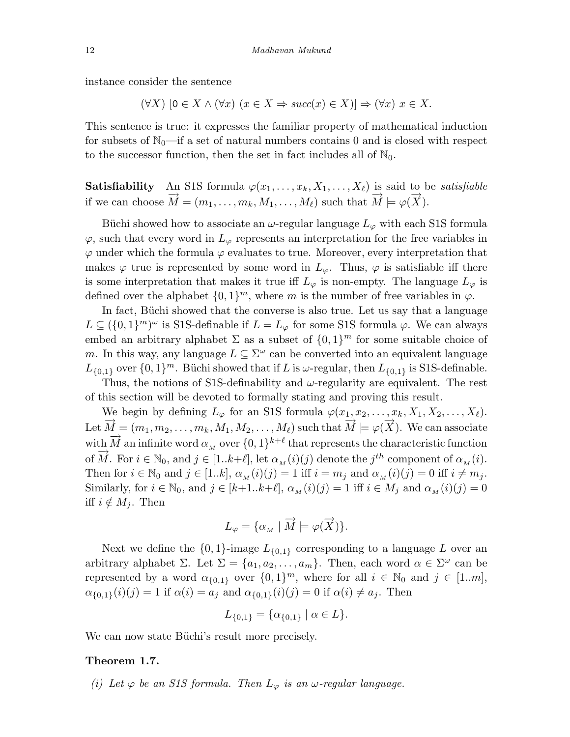instance consider the sentence

$$(\forall X)\ [\mathsf{0} \in X \wedge (\forall x)\ (x \in X \Rightarrow succ(x) \in X)] \Rightarrow (\forall x)\ x \in X.$$

This sentence is true: it expresses the familiar property of mathematical induction for subsets of $\mathbb{N}_0$—if a set of natural numbers contains 0 and is closed with respect to the successor function, then the set in fact includes all of $\mathbb{N}_0$.

**Satisfiability** An S1S formula $\varphi(x_1, \ldots, x_k, X_1, \ldots, X_\ell)$ is said to be *satisfiable* if we can choose $\overrightarrow{M} = (m_1, \ldots, m_k, M_1, \ldots, M_\ell)$ such that $\overrightarrow{M} \models \varphi(\overrightarrow{X})$.

Büchi showed how to associate an $\omega$-regular language $L_\varphi$ with each S1S formula $\varphi$, such that every word in $L_\varphi$ represents an interpretation for the free variables in $\varphi$ under which the formula $\varphi$ evaluates to true. Moreover, every interpretation that makes $\varphi$ true is represented by some word in $L_\varphi$. Thus, $\varphi$ is satisfiable iff there is some interpretation that makes it true iff $L_\varphi$ is non-empty. The language $L_\varphi$ is defined over the alphabet $\{0,1\}^m$, where $m$ is the number of free variables in $\varphi$.

In fact, Büchi showed that the converse is also true. Let us say that a language $L \subseteq (\{0,1\}^m)^\omega$ is S1S-definable if $L = L_\varphi$ for some S1S formula $\varphi$. We can always embed an arbitrary alphabet $\Sigma$ as a subset of $\{0,1\}^m$ for some suitable choice of $m$. In this way, any language $L \subseteq \Sigma^\omega$ can be converted into an equivalent language $L_{\{0,1\}}$ over $\{0,1\}^m$. Büchi showed that if $L$ is $\omega$-regular, then $L_{\{0,1\}}$ is S1S-definable.

Thus, the notions of S1S-definability and $\omega$-regularity are equivalent. The rest of this section will be devoted to formally stating and proving this result.

We begin by defining $L_\varphi$ for an S1S formula $\varphi(x_1, x_2, \ldots, x_k, X_1, X_2, \ldots, X_\ell)$. Let $\overrightarrow{M} = (m_1, m_2, \ldots, m_k, M_1, M_2, \ldots, M_\ell)$ such that $\overrightarrow{M} \models \varphi(\overrightarrow{X})$. We can associate with $\overrightarrow{M}$ an infinite word $\alpha_{_M}$ over $\{0,1\}^{k+\ell}$ that represents the characteristic function of $\overrightarrow{M}$. For $i \in \mathbb{N}_0$, and $j \in [1..k+\ell]$, let $\alpha_{_M}(i)(j)$ denote the $j^{th}$ component of $\alpha_{_M}(i)$. Then for $i \in \mathbb{N}_0$ and $j \in [1..k]$, $\alpha_{_M}(i)(j) = 1$ iff $i = m_j$ and $\alpha_{_M}(i)(j) = 0$ iff $i \neq m_j$. Similarly, for $i \in \mathbb{N}_0$, and $j \in [k+1..k+\ell]$, $\alpha_{_M}(i)(j) = 1$ iff $i \in M_j$ and $\alpha_{_M}(i)(j) = 0$ iff $i \notin M_j$. Then

$$L_\varphi = \{\alpha_{_M} \mid \overrightarrow{M} \models \varphi(\overrightarrow{X})\}.$$

Next we define the $\{0,1\}$-image $L_{\{0,1\}}$ corresponding to a language $L$ over an arbitrary alphabet $\Sigma$. Let $\Sigma = \{a_1, a_2, \ldots, a_m\}$. Then, each word $\alpha \in \Sigma^\omega$ can be represented by a word $\alpha_{\{0,1\}}$ over $\{0,1\}^m$, where for all $i \in \mathbb{N}_0$ and $j \in [1..m]$, $\alpha_{\{0,1\}}(i)(j) = 1$ if $\alpha(i) = a_j$ and $\alpha_{\{0,1\}}(i)(j) = 0$ if $\alpha(i) \neq a_j$. Then

$$L_{\{0,1\}} = \{\alpha_{\{0,1\}} \mid \alpha \in L\}.$$

We can now state Büchi's result more precisely.

**Theorem 1.7.**

*(i) Let $\varphi$ be an S1S formula. Then $L_\varphi$ is an $\omega$-regular language.*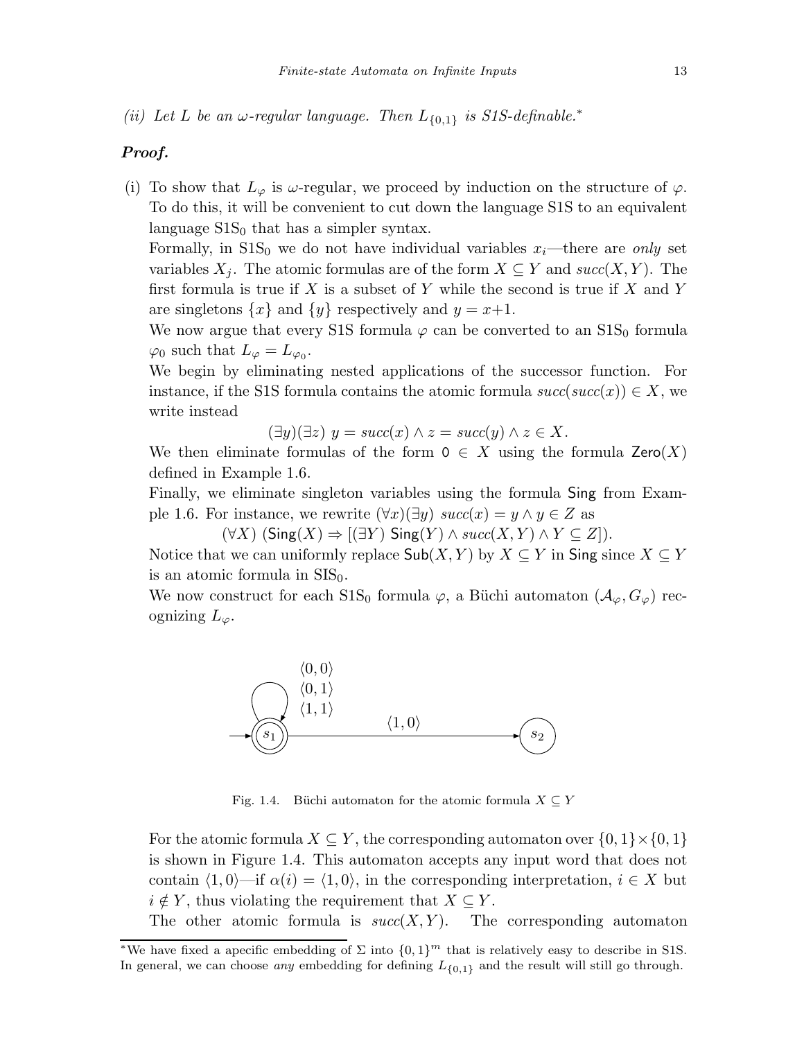*(ii) Let $L$ be an $\omega$-regular language. Then $L_{\{0,1\}}$ is S1S-definable.*[*]

***Proof.***

(i) To show that $L_\varphi$ is $\omega$-regular, we proceed by induction on the structure of $\varphi$. To do this, it will be convenient to cut down the language S1S to an equivalent language $\text{S1S}_0$ that has a simpler syntax.

Formally, in $\text{S1S}_0$ we do not have individual variables $x_i$—there are *only* set variables $X_j$. The atomic formulas are of the form $X \subseteq Y$ and $succ(X, Y)$. The first formula is true if $X$ is a subset of $Y$ while the second is true if $X$ and $Y$ are singletons $\{x\}$ and $\{y\}$ respectively and $y = x+1$.

We now argue that every S1S formula $\varphi$ can be converted to an $\text{S1S}_0$ formula $\varphi_0$ such that $L_\varphi = L_{\varphi_0}$.

We begin by eliminating nested applications of the successor function. For instance, if the S1S formula contains the atomic formula $succ(succ(x)) \in X$, we write instead

$$(\exists y)(\exists z)\ y = succ(x) \wedge z = succ(y) \wedge z \in X.$$

We then eliminate formulas of the form $0 \in X$ using the formula $\mathsf{Zero}(X)$ defined in Example 1.6.

Finally, we eliminate singleton variables using the formula $\mathsf{Sing}$ from Example 1.6. For instance, we rewrite $(\forall x)(\exists y)\ succ(x) = y \wedge y \in Z$ as

$$(\forall X)\ (\mathsf{Sing}(X) \Rightarrow [(\exists Y)\ \mathsf{Sing}(Y) \wedge succ(X, Y) \wedge Y \subseteq Z]).$$

Notice that we can uniformly replace $\mathsf{Sub}(X, Y)$ by $X \subseteq Y$ in $\mathsf{Sing}$ since $X \subseteq Y$ is an atomic formula in $\text{SIS}_0$.

We now construct for each $\text{S1S}_0$ formula $\varphi$, a Büchi automaton $(\mathcal{A}_\varphi, G_\varphi)$ recognizing $L_\varphi$.

Fig. 1.4. Büchi automaton for the atomic formula $X \subseteq Y$

For the atomic formula $X \subseteq Y$, the corresponding automaton over $\{0,1\} \times \{0,1\}$ is shown in Figure 1.4. This automaton accepts any input word that does not contain $\langle 1, 0\rangle$—if $\alpha(i) = \langle 1, 0\rangle$, in the corresponding interpretation, $i \in X$ but $i \notin Y$, thus violating the requirement that $X \subseteq Y$.

The other atomic formula is $succ(X, Y)$. The corresponding automaton

---

[*] We have fixed a apecific embedding of $\Sigma$ into $\{0,1\}^m$ that is relatively easy to describe in S1S. In general, we can choose *any* embedding for defining $L_{\{0,1\}}$ and the result will still go through.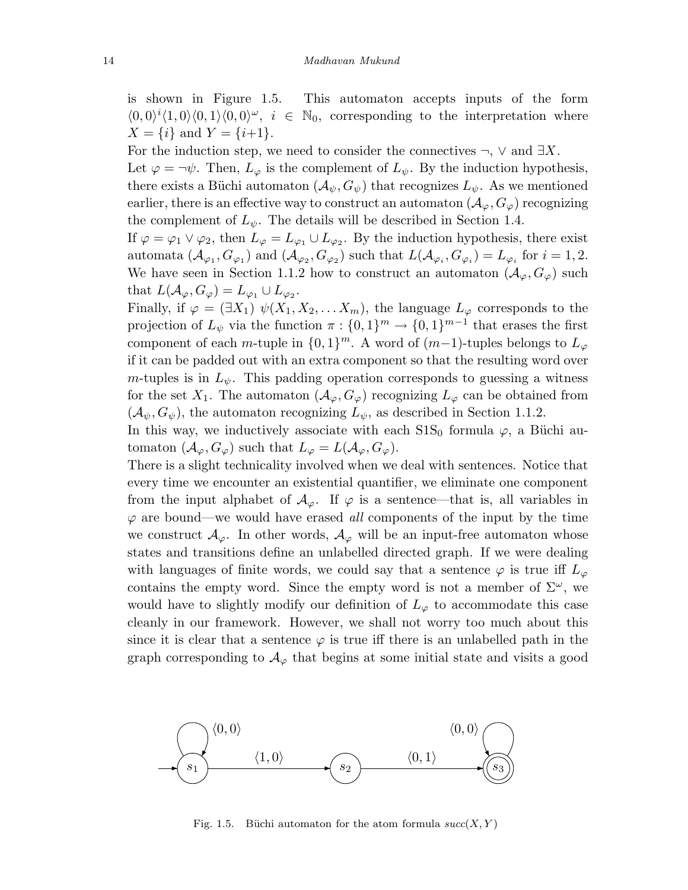is shown in Figure 1.5. This automaton accepts inputs of the form $\langle 0,0\rangle^i\langle 1,0\rangle\langle 0,1\rangle\langle 0,0\rangle^\omega$, $i \in \mathbb{N}_0$, corresponding to the interpretation where $X = \{i\}$ and $Y = \{i{+}1\}$.

For the induction step, we need to consider the connectives $\neg$, $\vee$ and $\exists X$.

Let $\varphi = \neg\psi$. Then, $L_\varphi$ is the complement of $L_\psi$. By the induction hypothesis, there exists a Büchi automaton $(\mathcal{A}_\psi, G_\psi)$ that recognizes $L_\psi$. As we mentioned earlier, there is an effective way to construct an automaton $(\mathcal{A}_\varphi, G_\varphi)$ recognizing the complement of $L_\psi$. The details will be described in Section 1.4.

If $\varphi = \varphi_1 \vee \varphi_2$, then $L_\varphi = L_{\varphi_1} \cup L_{\varphi_2}$. By the induction hypothesis, there exist automata $(\mathcal{A}_{\varphi_1}, G_{\varphi_1})$ and $(\mathcal{A}_{\varphi_2}, G_{\varphi_2})$ such that $L(\mathcal{A}_{\varphi_i}, G_{\varphi_i}) = L_{\varphi_i}$ for $i = 1, 2$. We have seen in Section 1.1.2 how to construct an automaton $(\mathcal{A}_\varphi, G_\varphi)$ such that $L(\mathcal{A}_\varphi, G_\varphi) = L_{\varphi_1} \cup L_{\varphi_2}$.

Finally, if $\varphi = (\exists X_1)\ \psi(X_1, X_2, \ldots X_m)$, the language $L_\varphi$ corresponds to the projection of $L_\psi$ via the function $\pi : \{0,1\}^m \to \{0,1\}^{m-1}$ that erases the first component of each $m$-tuple in $\{0,1\}^m$. A word of $(m{-}1)$-tuples belongs to $L_\varphi$ if it can be padded out with an extra component so that the resulting word over $m$-tuples is in $L_\psi$. This padding operation corresponds to guessing a witness for the set $X_1$. The automaton $(\mathcal{A}_\varphi, G_\varphi)$ recognizing $L_\varphi$ can be obtained from $(\mathcal{A}_\psi, G_\psi)$, the automaton recognizing $L_\psi$, as described in Section 1.1.2.

In this way, we inductively associate with each $\mathrm{S1S}_0$ formula $\varphi$, a Büchi automaton $(\mathcal{A}_\varphi, G_\varphi)$ such that $L_\varphi = L(\mathcal{A}_\varphi, G_\varphi)$.

There is a slight technicality involved when we deal with sentences. Notice that every time we encounter an existential quantifier, we eliminate one component from the input alphabet of $\mathcal{A}_\varphi$. If $\varphi$ is a sentence—that is, all variables in $\varphi$ are bound—we would have erased *all* components of the input by the time we construct $\mathcal{A}_\varphi$. In other words, $\mathcal{A}_\varphi$ will be an input-free automaton whose states and transitions define an unlabelled directed graph. If we were dealing with languages of finite words, we could say that a sentence $\varphi$ is true iff $L_\varphi$ contains the empty word. Since the empty word is not a member of $\Sigma^\omega$, we would have to slightly modify our definition of $L_\varphi$ to accommodate this case cleanly in our framework. However, we shall not worry too much about this since it is clear that a sentence $\varphi$ is true iff there is an unlabelled path in the graph corresponding to $\mathcal{A}_\varphi$ that begins at some initial state and visits a good

Fig. 1.5. Büchi automaton for the atom formula $succ(X, Y)$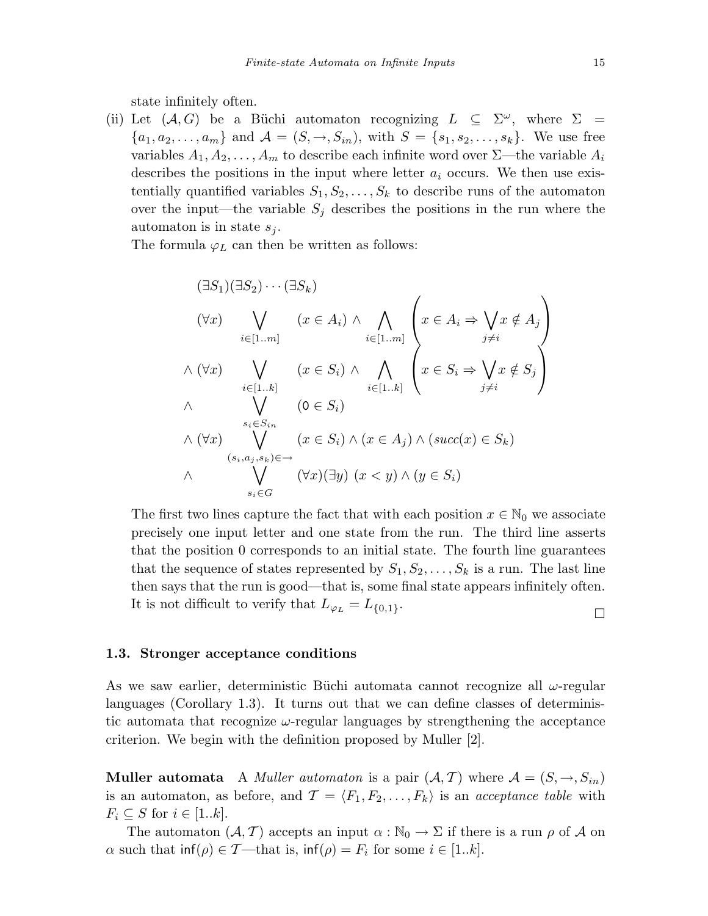state infinitely often.

(ii) Let $(\mathcal{A}, G)$ be a Büchi automaton recognizing $L \subseteq \Sigma^\omega$, where $\Sigma = \{a_1, a_2, \ldots, a_m\}$ and $\mathcal{A} = (S, \rightarrow, S_{in})$, with $S = \{s_1, s_2, \ldots, s_k\}$. We use free variables $A_1, A_2, \ldots, A_m$ to describe each infinite word over $\Sigma$—the variable $A_i$ describes the positions in the input where letter $a_i$ occurs. We then use existentially quantified variables $S_1, S_2, \ldots, S_k$ to describe runs of the automaton over the input—the variable $S_j$ describes the positions in the run where the automaton is in state $s_j$.

The formula $\varphi_L$ can then be written as follows:

$$
\begin{array}{lll}
(\exists S_1)(\exists S_2)\cdots(\exists S_k) & & \\
\quad (\forall x) \displaystyle\bigvee_{i \in [1..m]} & (x \in A_i) \wedge \displaystyle\bigwedge_{i \in [1..m]} \left( x \in A_i \Rightarrow \bigvee_{j \neq i} x \notin A_j \right) & \\
\wedge\ (\forall x) \displaystyle\bigvee_{i \in [1..k]} & (x \in S_i) \wedge \displaystyle\bigwedge_{i \in [1..k]} \left( x \in S_i \Rightarrow \bigvee_{j \neq i} x \notin S_j \right) & \\
\wedge \qquad \displaystyle\bigvee_{s_i \in S_{in}} & (0 \in S_i) & \\
\wedge\ (\forall x) \displaystyle\bigvee_{(s_i, a_j, s_k) \in \rightarrow} & (x \in S_i) \wedge (x \in A_j) \wedge (succ(x) \in S_k) & \\
\wedge \qquad \displaystyle\bigvee_{s_i \in G} & (\forall x)(\exists y)\ (x < y) \wedge (y \in S_i) &
\end{array}
$$

The first two lines capture the fact that with each position $x \in \mathbb{N}_0$ we associate precisely one input letter and one state from the run. The third line asserts that the position 0 corresponds to an initial state. The fourth line guarantees that the sequence of states represented by $S_1, S_2, \ldots, S_k$ is a run. The last line then says that the run is good—that is, some final state appears infinitely often. It is not difficult to verify that $L_{\varphi_L} = L_{\{0,1\}}$. $\square$

### 1.3. Stronger acceptance conditions

As we saw earlier, deterministic Büchi automata cannot recognize all $\omega$-regular languages (Corollary 1.3). It turns out that we can define classes of deterministic automata that recognize $\omega$-regular languages by strengthening the acceptance criterion. We begin with the definition proposed by Muller [2].

**Muller automata** A *Muller automaton* is a pair $(\mathcal{A}, \mathcal{T})$ where $\mathcal{A} = (S, \rightarrow, S_{in})$ is an automaton, as before, and $\mathcal{T} = \langle F_1, F_2, \ldots, F_k \rangle$ is an *acceptance table* with $F_i \subseteq S$ for $i \in [1..k]$.

The automaton $(\mathcal{A}, \mathcal{T})$ accepts an input $\alpha : \mathbb{N}_0 \rightarrow \Sigma$ if there is a run $\rho$ of $\mathcal{A}$ on $\alpha$ such that $\mathsf{inf}(\rho) \in \mathcal{T}$—that is, $\mathsf{inf}(\rho) = F_i$ for some $i \in [1..k]$.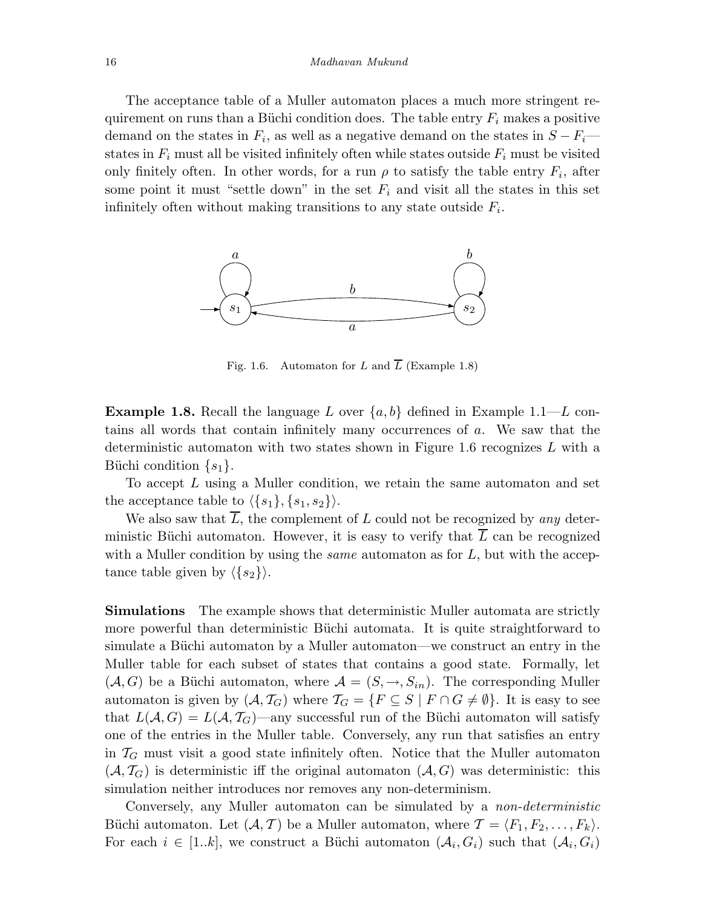The acceptance table of a Muller automaton places a much more stringent requirement on runs than a Büchi condition does. The table entry $F_i$ makes a positive demand on the states in $F_i$, as well as a negative demand on the states in $S - F_i$—states in $F_i$ must all be visited infinitely often while states outside $F_i$ must be visited only finitely often. In other words, for a run $\rho$ to satisfy the table entry $F_i$, after some point it must "settle down" in the set $F_i$ and visit all the states in this set infinitely often without making transitions to any state outside $F_i$.

Fig. 1.6. Automaton for $L$ and $\overline{L}$ (Example 1.8)

**Example 1.8.** Recall the language $L$ over $\{a, b\}$ defined in Example 1.1—$L$ contains all words that contain infinitely many occurrences of $a$. We saw that the deterministic automaton with two states shown in Figure 1.6 recognizes $L$ with a Büchi condition $\{s_1\}$.

To accept $L$ using a Muller condition, we retain the same automaton and set the acceptance table to $\langle \{s_1\}, \{s_1, s_2\} \rangle$.

We also saw that $\overline{L}$, the complement of $L$ could not be recognized by *any* deterministic Büchi automaton. However, it is easy to verify that $\overline{L}$ can be recognized with a Muller condition by using the *same* automaton as for $L$, but with the acceptance table given by $\langle \{s_2\} \rangle$.

**Simulations** The example shows that deterministic Muller automata are strictly more powerful than deterministic Büchi automata. It is quite straightforward to simulate a Büchi automaton by a Muller automaton—we construct an entry in the Muller table for each subset of states that contains a good state. Formally, let $(\mathcal{A}, G)$ be a Büchi automaton, where $\mathcal{A} = (S, \rightarrow, S_{in})$. The corresponding Muller automaton is given by $(\mathcal{A}, \mathcal{T}_G)$ where $\mathcal{T}_G = \{F \subseteq S \mid F \cap G \neq \emptyset\}$. It is easy to see that $L(\mathcal{A}, G) = L(\mathcal{A}, \mathcal{T}_G)$—any successful run of the Büchi automaton will satisfy one of the entries in the Muller table. Conversely, any run that satisfies an entry in $\mathcal{T}_G$ must visit a good state infinitely often. Notice that the Muller automaton $(\mathcal{A}, \mathcal{T}_G)$ is deterministic iff the original automaton $(\mathcal{A}, G)$ was deterministic: this simulation neither introduces nor removes any non-determinism.

Conversely, any Muller automaton can be simulated by a *non-deterministic* Büchi automaton. Let $(\mathcal{A}, \mathcal{T})$ be a Muller automaton, where $\mathcal{T} = \langle F_1, F_2, \ldots, F_k \rangle$. For each $i \in [1..k]$, we construct a Büchi automaton $(\mathcal{A}_i, G_i)$ such that $(\mathcal{A}_i, G_i)$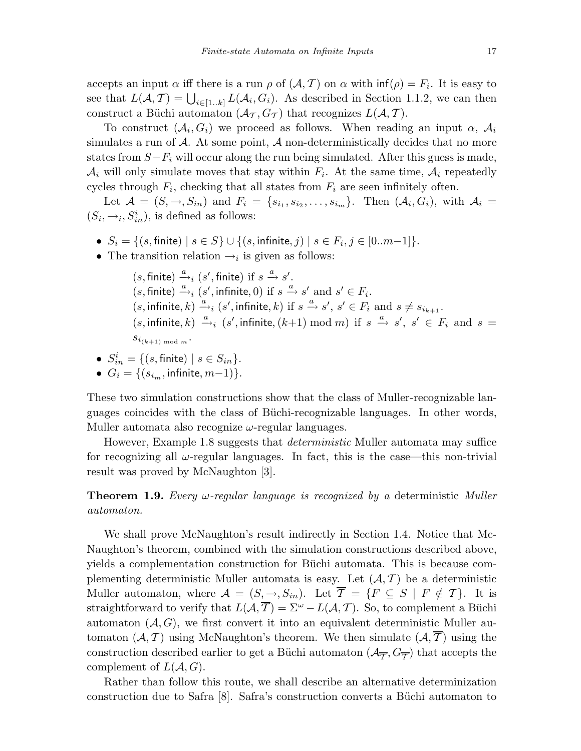accepts an input $\alpha$ iff there is a run $\rho$ of $(\mathcal{A}, \mathcal{T})$ on $\alpha$ with $\mathsf{inf}(\rho) = F_i$. It is easy to see that $L(\mathcal{A}, \mathcal{T}) = \bigcup_{i \in [1..k]} L(\mathcal{A}_i, G_i)$. As described in Section 1.1.2, we can then construct a Büchi automaton $(\mathcal{A}_\mathcal{T}, G_\mathcal{T})$ that recognizes $L(\mathcal{A}, \mathcal{T})$.

To construct $(\mathcal{A}_i, G_i)$ we proceed as follows. When reading an input $\alpha$, $\mathcal{A}_i$ simulates a run of $\mathcal{A}$. At some point, $\mathcal{A}$ non-deterministically decides that no more states from $S - F_i$ will occur along the run being simulated. After this guess is made, $\mathcal{A}_i$ will only simulate moves that stay within $F_i$. At the same time, $\mathcal{A}_i$ repeatedly cycles through $F_i$, checking that all states from $F_i$ are seen infinitely often.

Let $\mathcal{A} = (S, \rightarrow, S_{in})$ and $F_i = \{s_{i_1}, s_{i_2}, \ldots, s_{i_m}\}$. Then $(\mathcal{A}_i, G_i)$, with $\mathcal{A}_i = (S_i, \rightarrow_i, S^i_{in})$, is defined as follows:

- $S_i = \{(s, \mathsf{finite}) \mid s \in S\} \cup \{(s, \mathsf{infinite}, j) \mid s \in F_i, j \in [0..m{-}1]\}$.
- The transition relation $\rightarrow_i$ is given as follows:

  $(s, \mathsf{finite}) \xrightarrow{a}_i (s', \mathsf{finite})$ if $s \xrightarrow{a} s'$.
  $(s, \mathsf{finite}) \xrightarrow{a}_i (s', \mathsf{infinite}, 0)$ if $s \xrightarrow{a} s'$ and $s' \in F_i$.
  $(s, \mathsf{infinite}, k) \xrightarrow{a}_i (s', \mathsf{infinite}, k)$ if $s \xrightarrow{a} s'$, $s' \in F_i$ and $s \neq s_{i_{k+1}}$.
  $(s, \mathsf{infinite}, k) \xrightarrow{a}_i (s', \mathsf{infinite}, (k{+}1) \bmod m)$ if $s \xrightarrow{a} s'$, $s' \in F_i$ and $s = s_{i_{(k+1) \bmod m}}$.

- $S^i_{in} = \{(s, \mathsf{finite}) \mid s \in S_{in}\}$.
- $G_i = \{(s_{i_m}, \mathsf{infinite}, m{-}1)\}$.

These two simulation constructions show that the class of Muller-recognizable languages coincides with the class of Büchi-recognizable languages. In other words, Muller automata also recognize $\omega$-regular languages.

However, Example 1.8 suggests that *deterministic* Muller automata may suffice for recognizing all $\omega$-regular languages. In fact, this is the case—this non-trivial result was proved by McNaughton [3].

**Theorem 1.9.** *Every $\omega$-regular language is recognized by a* deterministic *Muller automaton.*

We shall prove McNaughton's result indirectly in Section 1.4. Notice that McNaughton's theorem, combined with the simulation constructions described above, yields a complementation construction for Büchi automata. This is because complementing deterministic Muller automata is easy. Let $(\mathcal{A}, \mathcal{T})$ be a deterministic Muller automaton, where $\mathcal{A} = (S, \rightarrow, S_{in})$. Let $\overline{\mathcal{T}} = \{F \subseteq S \mid F \notin \mathcal{T}\}$. It is straightforward to verify that $L(\mathcal{A}, \overline{\mathcal{T}}) = \Sigma^\omega - L(\mathcal{A}, \mathcal{T})$. So, to complement a Büchi automaton $(\mathcal{A}, G)$, we first convert it into an equivalent deterministic Muller automaton $(\mathcal{A}, \mathcal{T})$ using McNaughton's theorem. We then simulate $(\mathcal{A}, \overline{\mathcal{T}})$ using the construction described earlier to get a Büchi automaton $(\mathcal{A}_{\overline{\mathcal{T}}}, G_{\overline{\mathcal{T}}})$ that accepts the complement of $L(\mathcal{A}, G)$.

Rather than follow this route, we shall describe an alternative determinization construction due to Safra [8]. Safra's construction converts a Büchi automaton to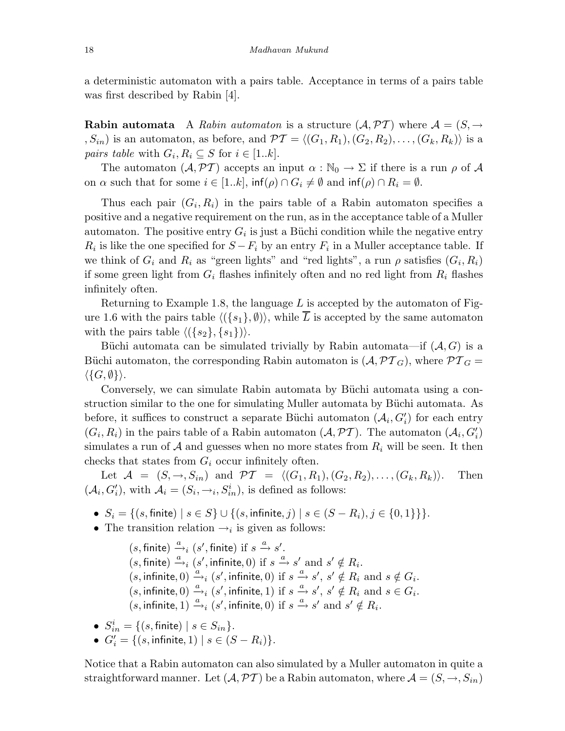a deterministic automaton with a pairs table. Acceptance in terms of a pairs table was first described by Rabin [4].

**Rabin automata** A *Rabin automaton* is a structure $(\mathcal{A}, \mathcal{PT})$ where $\mathcal{A} = (S, \rightarrow, S_{in})$ is an automaton, as before, and $\mathcal{PT} = \langle (G_1, R_1), (G_2, R_2), \ldots, (G_k, R_k) \rangle$ is a *pairs table* with $G_i, R_i \subseteq S$ for $i \in [1..k]$.

The automaton $(\mathcal{A}, \mathcal{PT})$ accepts an input $\alpha : \mathbb{N}_0 \rightarrow \Sigma$ if there is a run $\rho$ of $\mathcal{A}$ on $\alpha$ such that for some $i \in [1..k]$, $\mathsf{inf}(\rho) \cap G_i \neq \emptyset$ and $\mathsf{inf}(\rho) \cap R_i = \emptyset$.

Thus each pair $(G_i, R_i)$ in the pairs table of a Rabin automaton specifies a positive and a negative requirement on the run, as in the acceptance table of a Muller automaton. The positive entry $G_i$ is just a Büchi condition while the negative entry $R_i$ is like the one specified for $S - F_i$ by an entry $F_i$ in a Muller acceptance table. If we think of $G_i$ and $R_i$ as "green lights" and "red lights", a run $\rho$ satisfies $(G_i, R_i)$ if some green light from $G_i$ flashes infinitely often and no red light from $R_i$ flashes infinitely often.

Returning to Example 1.8, the language $L$ is accepted by the automaton of Figure 1.6 with the pairs table $\langle (\{s_1\}, \emptyset) \rangle$, while $\overline{L}$ is accepted by the same automaton with the pairs table $\langle (\{s_2\}, \{s_1\}) \rangle$.

Büchi automata can be simulated trivially by Rabin automata—if $(\mathcal{A}, G)$ is a Büchi automaton, the corresponding Rabin automaton is $(\mathcal{A}, \mathcal{PT}_G)$, where $\mathcal{PT}_G = \langle \{G, \emptyset\} \rangle$.

Conversely, we can simulate Rabin automata by Büchi automata using a construction similar to the one for simulating Muller automata by Büchi automata. As before, it suffices to construct a separate Büchi automaton $(\mathcal{A}_i, G'_i)$ for each entry $(G_i, R_i)$ in the pairs table of a Rabin automaton $(\mathcal{A}, \mathcal{PT})$. The automaton $(\mathcal{A}_i, G'_i)$ simulates a run of $\mathcal{A}$ and guesses when no more states from $R_i$ will be seen. It then checks that states from $G_i$ occur infinitely often.

Let $\mathcal{A} = (S, \rightarrow, S_{in})$ and $\mathcal{PT} = \langle (G_1, R_1), (G_2, R_2), \ldots, (G_k, R_k) \rangle$. Then $(\mathcal{A}_i, G'_i)$, with $\mathcal{A}_i = (S_i, \rightarrow_i, S^i_{in})$, is defined as follows:

- $S_i = \{(s, \mathsf{finite}) \mid s \in S\} \cup \{(s, \mathsf{infinite}, j) \mid s \in (S - R_i), j \in \{0, 1\}\}$.
- The transition relation $\rightarrow_i$ is given as follows:

  $(s, \mathsf{finite}) \xrightarrow{a}_i (s', \mathsf{finite})$ if $s \xrightarrow{a} s'$.
  $(s, \mathsf{finite}) \xrightarrow{a}_i (s', \mathsf{infinite}, 0)$ if $s \xrightarrow{a} s'$ and $s' \notin R_i$.
  $(s, \mathsf{infinite}, 0) \xrightarrow{a}_i (s', \mathsf{infinite}, 0)$ if $s \xrightarrow{a} s'$, $s' \notin R_i$ and $s \notin G_i$.
  $(s, \mathsf{infinite}, 0) \xrightarrow{a}_i (s', \mathsf{infinite}, 1)$ if $s \xrightarrow{a} s'$, $s' \notin R_i$ and $s \in G_i$.
  $(s, \mathsf{infinite}, 1) \xrightarrow{a}_i (s', \mathsf{infinite}, 0)$ if $s \xrightarrow{a} s'$ and $s' \notin R_i$.

- $S^i_{in} = \{(s, \mathsf{finite}) \mid s \in S_{in}\}$.
- $G'_i = \{(s, \mathsf{infinite}, 1) \mid s \in (S - R_i)\}$.

Notice that a Rabin automaton can also simulated by a Muller automaton in quite a straightforward manner. Let $(\mathcal{A}, \mathcal{PT})$ be a Rabin automaton, where $\mathcal{A} = (S, \rightarrow, S_{in})$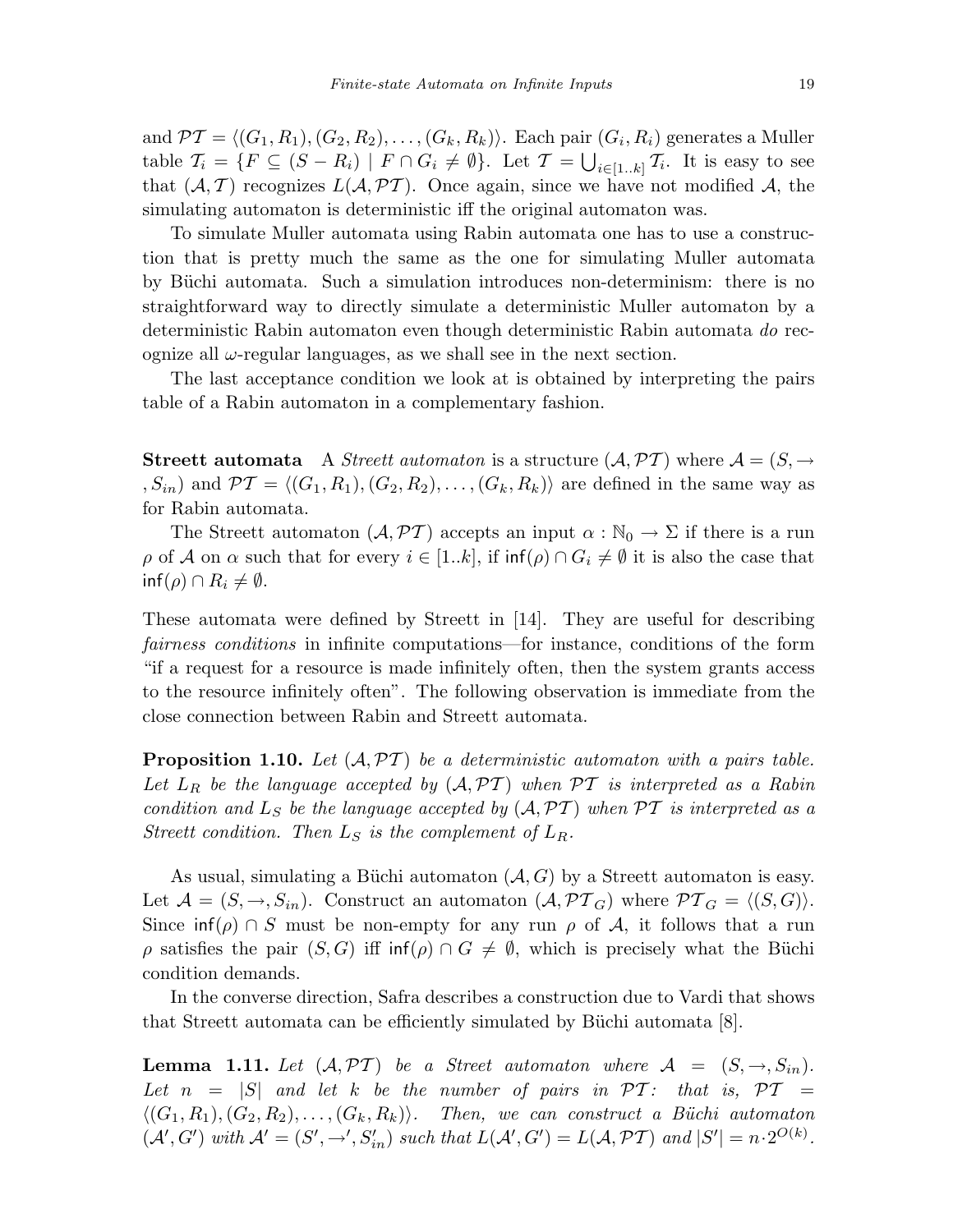and $\mathcal{PT} = \langle (G_1, R_1), (G_2, R_2), \ldots, (G_k, R_k) \rangle$. Each pair $(G_i, R_i)$ generates a Muller table $\mathcal{T}_i = \{F \subseteq (S - R_i) \mid F \cap G_i \neq \emptyset\}$. Let $\mathcal{T} = \bigcup_{i \in [1..k]} \mathcal{T}_i$. It is easy to see that $(\mathcal{A}, \mathcal{T})$ recognizes $L(\mathcal{A}, \mathcal{PT})$. Once again, since we have not modified $\mathcal{A}$, the simulating automaton is deterministic iff the original automaton was.

To simulate Muller automata using Rabin automata one has to use a construction that is pretty much the same as the one for simulating Muller automata by Büchi automata. Such a simulation introduces non-determinism: there is no straightforward way to directly simulate a deterministic Muller automaton by a deterministic Rabin automaton even though deterministic Rabin automata *do* recognize all $\omega$-regular languages, as we shall see in the next section.

The last acceptance condition we look at is obtained by interpreting the pairs table of a Rabin automaton in a complementary fashion.

**Streett automata** A *Streett automaton* is a structure $(\mathcal{A}, \mathcal{PT})$ where $\mathcal{A} = (S, \rightarrow, S_{in})$ and $\mathcal{PT} = \langle (G_1, R_1), (G_2, R_2), \ldots, (G_k, R_k) \rangle$ are defined in the same way as for Rabin automata.

The Streett automaton $(\mathcal{A}, \mathcal{PT})$ accepts an input $\alpha : \mathbb{N}_0 \rightarrow \Sigma$ if there is a run $\rho$ of $\mathcal{A}$ on $\alpha$ such that for every $i \in [1..k]$, if $\mathsf{inf}(\rho) \cap G_i \neq \emptyset$ it is also the case that $\mathsf{inf}(\rho) \cap R_i \neq \emptyset$.

These automata were defined by Streett in [14]. They are useful for describing *fairness conditions* in infinite computations—for instance, conditions of the form "if a request for a resource is made infinitely often, then the system grants access to the resource infinitely often". The following observation is immediate from the close connection between Rabin and Streett automata.

**Proposition 1.10.** *Let $(\mathcal{A}, \mathcal{PT})$ be a deterministic automaton with a pairs table. Let $L_R$ be the language accepted by $(\mathcal{A}, \mathcal{PT})$ when $\mathcal{PT}$ is interpreted as a Rabin condition and $L_S$ be the language accepted by $(\mathcal{A}, \mathcal{PT})$ when $\mathcal{PT}$ is interpreted as a Streett condition. Then $L_S$ is the complement of $L_R$.*

As usual, simulating a Büchi automaton $(\mathcal{A}, G)$ by a Streett automaton is easy. Let $\mathcal{A} = (S, \rightarrow, S_{in})$. Construct an automaton $(\mathcal{A}, \mathcal{PT}_G)$ where $\mathcal{PT}_G = \langle (S, G) \rangle$. Since $\mathsf{inf}(\rho) \cap S$ must be non-empty for any run $\rho$ of $\mathcal{A}$, it follows that a run $\rho$ satisfies the pair $(S, G)$ iff $\mathsf{inf}(\rho) \cap G \neq \emptyset$, which is precisely what the Büchi condition demands.

In the converse direction, Safra describes a construction due to Vardi that shows that Streett automata can be efficiently simulated by Büchi automata [8].

**Lemma 1.11.** *Let $(\mathcal{A}, \mathcal{PT})$ be a Street automaton where $\mathcal{A} = (S, \rightarrow, S_{in})$. Let $n = |S|$ and let $k$ be the number of pairs in $\mathcal{PT}$: that is, $\mathcal{PT} = \langle (G_1, R_1), (G_2, R_2), \ldots, (G_k, R_k) \rangle$. Then, we can construct a Büchi automaton $(\mathcal{A}', G')$ with $\mathcal{A}' = (S', \rightarrow', S'_{in})$ such that $L(\mathcal{A}', G') = L(\mathcal{A}, \mathcal{PT})$ and $|S'| = n \cdot 2^{O(k)}$.*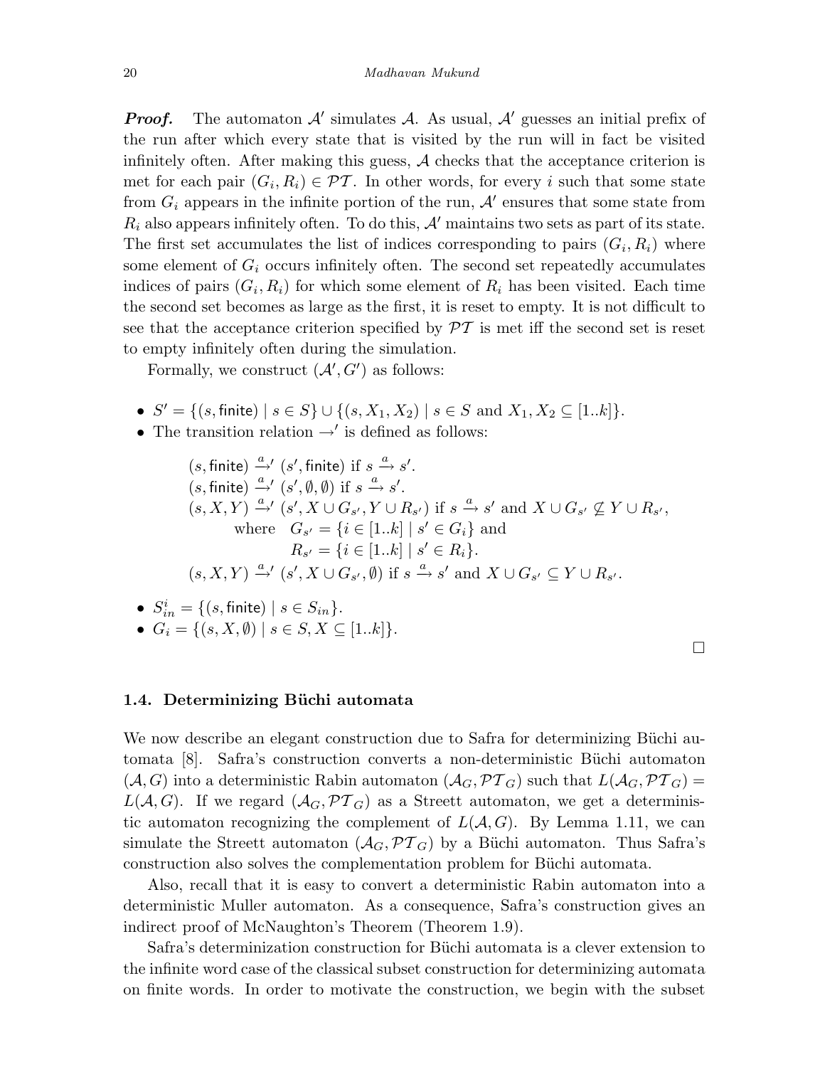***Proof.*** The automaton $\mathcal{A}'$ simulates $\mathcal{A}$. As usual, $\mathcal{A}'$ guesses an initial prefix of the run after which every state that is visited by the run will in fact be visited infinitely often. After making this guess, $\mathcal{A}$ checks that the acceptance criterion is met for each pair $(G_i, R_i) \in \mathcal{PT}$. In other words, for every $i$ such that some state from $G_i$ appears in the infinite portion of the run, $\mathcal{A}'$ ensures that some state from $R_i$ also appears infinitely often. To do this, $\mathcal{A}'$ maintains two sets as part of its state. The first set accumulates the list of indices corresponding to pairs $(G_i, R_i)$ where some element of $G_i$ occurs infinitely often. The second set repeatedly accumulates indices of pairs $(G_i, R_i)$ for which some element of $R_i$ has been visited. Each time the second set becomes as large as the first, it is reset to empty. It is not difficult to see that the acceptance criterion specified by $\mathcal{PT}$ is met iff the second set is reset to empty infinitely often during the simulation.

Formally, we construct $(\mathcal{A}', G')$ as follows:

- $S' = \{(s, \mathsf{finite}) \mid s \in S\} \cup \{(s, X_1, X_2) \mid s \in S \text{ and } X_1, X_2 \subseteq [1..k]\}$.
- The transition relation $\rightarrow'$ is defined as follows:

$$
\begin{array}{l}
(s, \mathsf{finite}) \xrightarrow{a}' (s', \mathsf{finite}) \text{ if } s \xrightarrow{a} s'. \\
(s, \mathsf{finite}) \xrightarrow{a}' (s', \emptyset, \emptyset) \text{ if } s \xrightarrow{a} s'. \\
(s, X, Y) \xrightarrow{a}' (s', X \cup G_{s'}, Y \cup R_{s'}) \text{ if } s \xrightarrow{a} s' \text{ and } X \cup G_{s'} \not\subseteq Y \cup R_{s'}, \\
\qquad \text{where} \quad G_{s'} = \{i \in [1..k] \mid s' \in G_i\} \text{ and} \\
\qquad\qquad\qquad R_{s'} = \{i \in [1..k] \mid s' \in R_i\}. \\
(s, X, Y) \xrightarrow{a}' (s', X \cup G_{s'}, \emptyset) \text{ if } s \xrightarrow{a} s' \text{ and } X \cup G_{s'} \subseteq Y \cup R_{s'}.
\end{array}
$$

- $S_{in}^i = \{(s, \mathsf{finite}) \mid s \in S_{in}\}$.
- $G_i = \{(s, X, \emptyset) \mid s \in S, X \subseteq [1..k]\}$.

□

### 1.4. Determinizing Büchi automata

We now describe an elegant construction due to Safra for determinizing Büchi automata [8]. Safra's construction converts a non-deterministic Büchi automaton $(\mathcal{A}, G)$ into a deterministic Rabin automaton $(\mathcal{A}_G, \mathcal{PT}_G)$ such that $L(\mathcal{A}_G, \mathcal{PT}_G) = L(\mathcal{A}, G)$. If we regard $(\mathcal{A}_G, \mathcal{PT}_G)$ as a Streett automaton, we get a deterministic automaton recognizing the complement of $L(\mathcal{A}, G)$. By Lemma 1.11, we can simulate the Streett automaton $(\mathcal{A}_G, \mathcal{PT}_G)$ by a Büchi automaton. Thus Safra's construction also solves the complementation problem for Büchi automata.

Also, recall that it is easy to convert a deterministic Rabin automaton into a deterministic Muller automaton. As a consequence, Safra's construction gives an indirect proof of McNaughton's Theorem (Theorem 1.9).

Safra's determinization construction for Büchi automata is a clever extension to the infinite word case of the classical subset construction for determinizing automata on finite words. In order to motivate the construction, we begin with the subset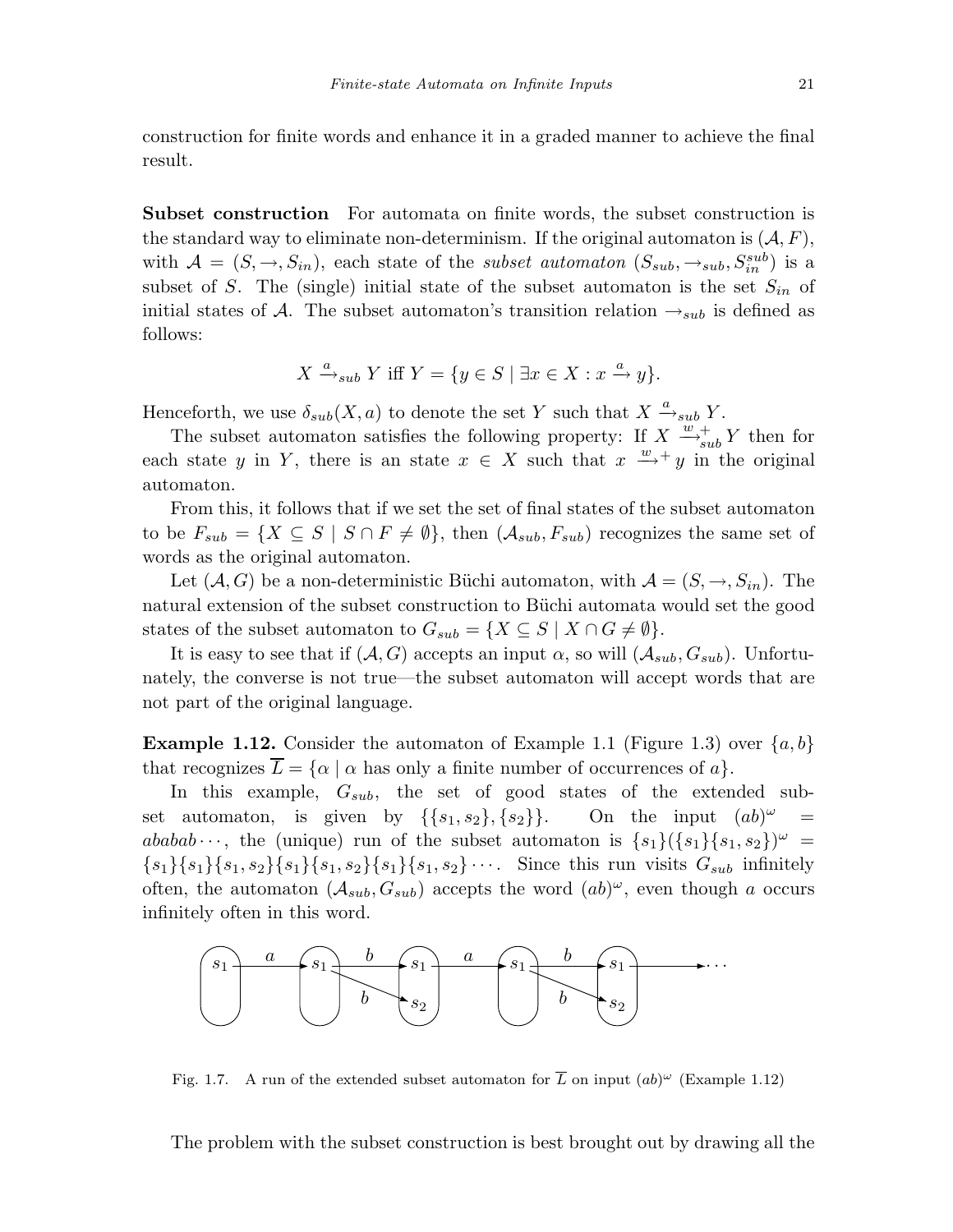construction for finite words and enhance it in a graded manner to achieve the final result.

**Subset construction** For automata on finite words, the subset construction is the standard way to eliminate non-determinism. If the original automaton is $(\mathcal{A}, F)$, with $\mathcal{A} = (S, \rightarrow, S_{in})$, each state of the *subset automaton* $(S_{sub}, \rightarrow_{sub}, S_{in}^{sub})$ is a subset of $S$. The (single) initial state of the subset automaton is the set $S_{in}$ of initial states of $\mathcal{A}$. The subset automaton's transition relation $\rightarrow_{sub}$ is defined as follows:

$$X \xrightarrow{a}_{sub} Y \text{ iff } Y = \{y \in S \mid \exists x \in X : x \xrightarrow{a} y\}.$$

Henceforth, we use $\delta_{sub}(X, a)$ to denote the set $Y$ such that $X \xrightarrow{a}_{sub} Y$.

The subset automaton satisfies the following property: If $X \xrightarrow{w}{}^{+}_{sub} Y$ then for each state $y$ in $Y$, there is an state $x \in X$ such that $x \xrightarrow{w}{}^{+} y$ in the original automaton.

From this, it follows that if we set the set of final states of the subset automaton to be $F_{sub} = \{X \subseteq S \mid S \cap F \neq \emptyset\}$, then $(\mathcal{A}_{sub}, F_{sub})$ recognizes the same set of words as the original automaton.

Let $(\mathcal{A}, G)$ be a non-deterministic Büchi automaton, with $\mathcal{A} = (S, \rightarrow, S_{in})$. The natural extension of the subset construction to Büchi automata would set the good states of the subset automaton to $G_{sub} = \{X \subseteq S \mid X \cap G \neq \emptyset\}$.

It is easy to see that if $(\mathcal{A}, G)$ accepts an input $\alpha$, so will $(\mathcal{A}_{sub}, G_{sub})$. Unfortunately, the converse is not true—the subset automaton will accept words that are not part of the original language.

**Example 1.12.** Consider the automaton of Example 1.1 (Figure 1.3) over $\{a, b\}$ that recognizes $\overline{L} = \{\alpha \mid \alpha \text{ has only a finite number of occurrences of } a\}$.

In this example, $G_{sub}$, the set of good states of the extended subset automaton, is given by $\{\{s_1, s_2\}, \{s_2\}\}$. On the input $(ab)^\omega = ababab\cdots$, the (unique) run of the subset automaton is $\{s_1\}(\{s_1\}\{s_1, s_2\})^\omega = \{s_1\}\{s_1\}\{s_1, s_2\}\{s_1\}\{s_1, s_2\}\{s_1\}\{s_1, s_2\}\cdots$. Since this run visits $G_{sub}$ infinitely often, the automaton $(\mathcal{A}_{sub}, G_{sub})$ accepts the word $(ab)^\omega$, even though $a$ occurs infinitely often in this word.

Fig. 1.7. A run of the extended subset automaton for $\overline{L}$ on input $(ab)^\omega$ (Example 1.12)

The problem with the subset construction is best brought out by drawing all the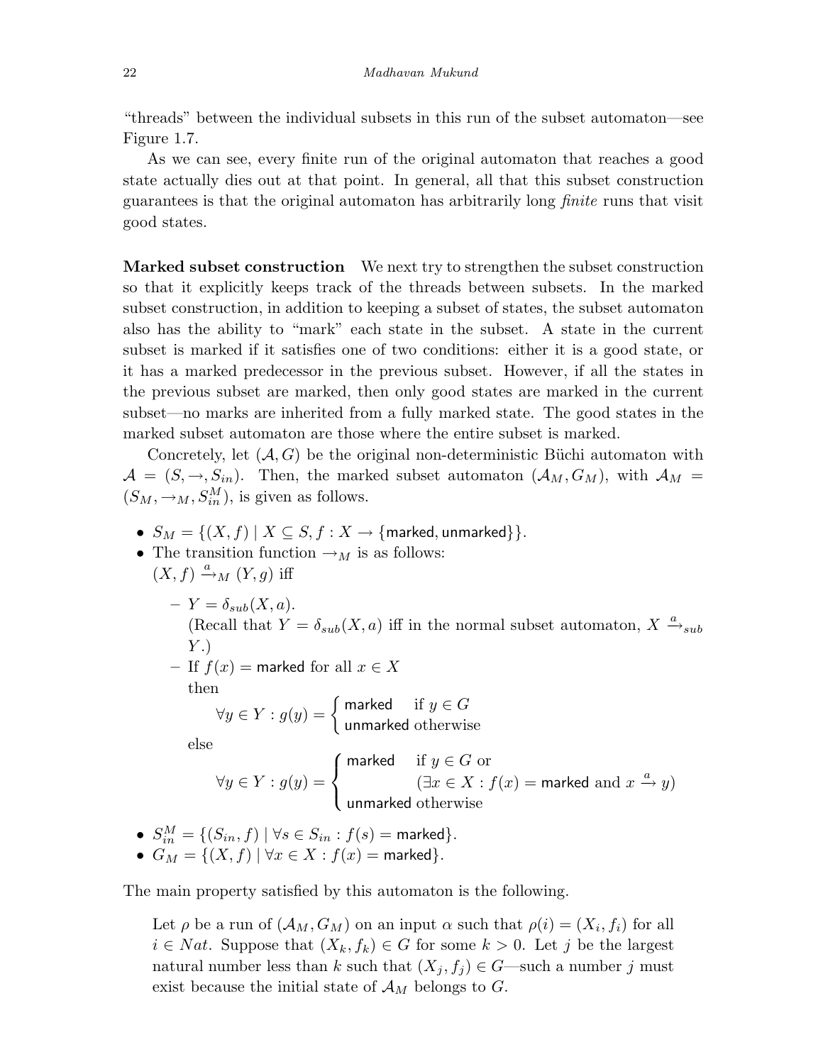"threads" between the individual subsets in this run of the subset automaton—see Figure 1.7.

As we can see, every finite run of the original automaton that reaches a good state actually dies out at that point. In general, all that this subset construction guarantees is that the original automaton has arbitrarily long *finite* runs that visit good states.

**Marked subset construction** We next try to strengthen the subset construction so that it explicitly keeps track of the threads between subsets. In the marked subset construction, in addition to keeping a subset of states, the subset automaton also has the ability to "mark" each state in the subset. A state in the current subset is marked if it satisfies one of two conditions: either it is a good state, or it has a marked predecessor in the previous subset. However, if all the states in the previous subset are marked, then only good states are marked in the current subset—no marks are inherited from a fully marked state. The good states in the marked subset automaton are those where the entire subset is marked.

Concretely, let $(\mathcal{A}, G)$ be the original non-deterministic Büchi automaton with $\mathcal{A} = (S, \rightarrow, S_{in})$. Then, the marked subset automaton $(\mathcal{A}_M, G_M)$, with $\mathcal{A}_M = (S_M, \rightarrow_M, S_{in}^M)$, is given as follows.

- $S_M = \{(X, f) \mid X \subseteq S, f : X \rightarrow \{\mathsf{marked}, \mathsf{unmarked}\}\}$.
- The transition function $\rightarrow_M$ is as follows:
  $(X, f) \xrightarrow{a}_M (Y, g)$ iff
  - $Y = \delta_{sub}(X, a)$.
    (Recall that $Y = \delta_{sub}(X, a)$ iff in the normal subset automaton, $X \xrightarrow{a}_{sub} Y$.)
  - If $f(x) = \mathsf{marked}$ for all $x \in X$
    then
    $$\forall y \in Y : g(y) = \begin{cases} \mathsf{marked} & \text{if } y \in G \\ \mathsf{unmarked} & \text{otherwise} \end{cases}$$
    else
    $$\forall y \in Y : g(y) = \begin{cases} \mathsf{marked} & \text{if } y \in G \text{ or} \\ & (\exists x \in X : f(x) = \mathsf{marked} \text{ and } x \xrightarrow{a} y) \\ \mathsf{unmarked} & \text{otherwise} \end{cases}$$
- $S_{in}^M = \{(S_{in}, f) \mid \forall s \in S_{in} : f(s) = \mathsf{marked}\}$.
- $G_M = \{(X, f) \mid \forall x \in X : f(x) = \mathsf{marked}\}$.

The main property satisfied by this automaton is the following.

> Let $\rho$ be a run of $(\mathcal{A}_M, G_M)$ on an input $\alpha$ such that $\rho(i) = (X_i, f_i)$ for all $i \in Nat$. Suppose that $(X_k, f_k) \in G$ for some $k > 0$. Let $j$ be the largest natural number less than $k$ such that $(X_j, f_j) \in G$—such a number $j$ must exist because the initial state of $\mathcal{A}_M$ belongs to $G$.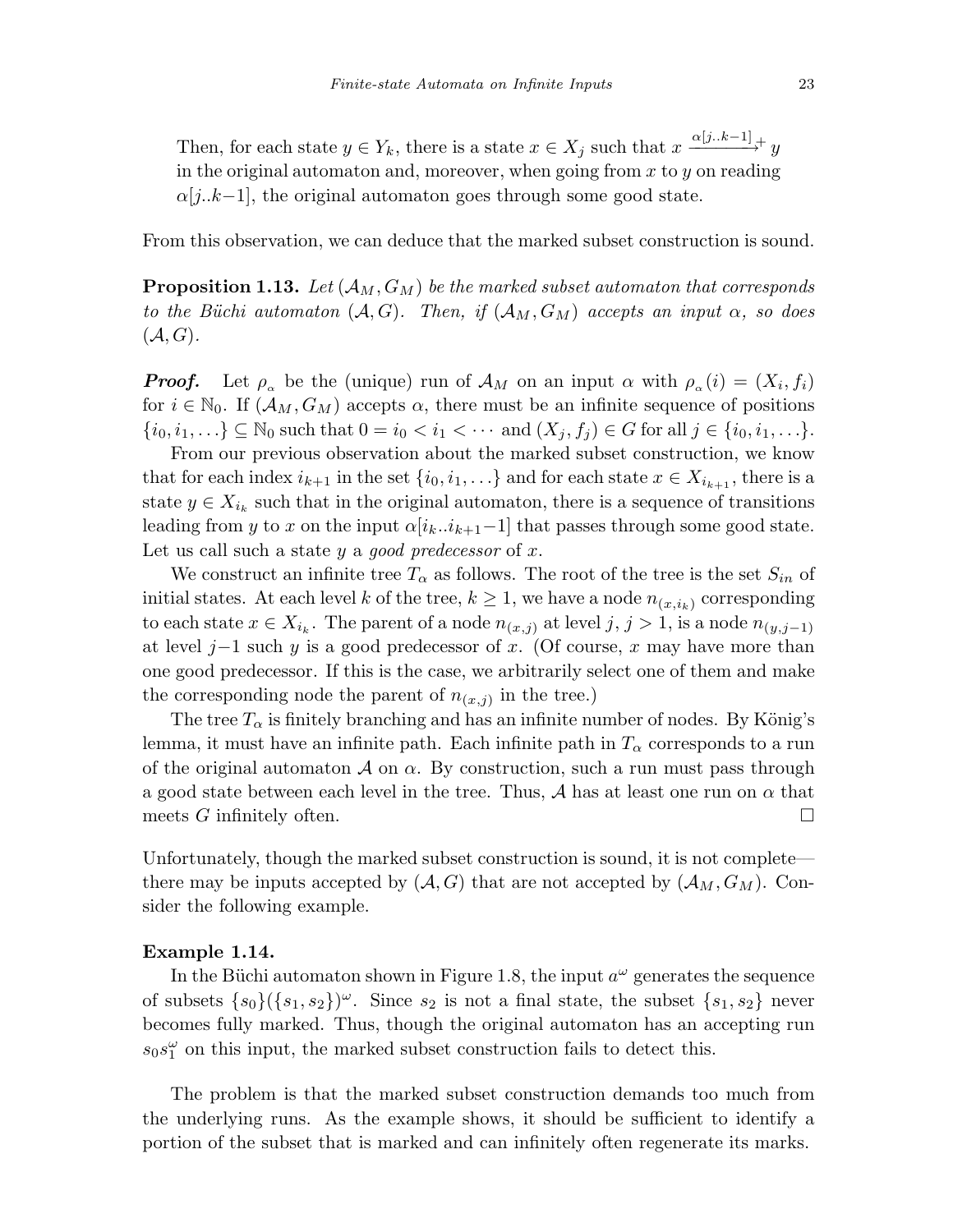Then, for each state $y \in Y_k$, there is a state $x \in X_j$ such that $x \xrightarrow{\alpha[j..k-1]}{}^{+} y$ in the original automaton and, moreover, when going from $x$ to $y$ on reading $\alpha[j..k-1]$, the original automaton goes through some good state.

From this observation, we can deduce that the marked subset construction is sound.

**Proposition 1.13.** *Let $(\mathcal{A}_M, G_M)$ be the marked subset automaton that corresponds to the Büchi automaton $(\mathcal{A}, G)$. Then, if $(\mathcal{A}_M, G_M)$ accepts an input $\alpha$, so does $(\mathcal{A}, G)$.*

***Proof.*** Let $\rho_\alpha$ be the (unique) run of $\mathcal{A}_M$ on an input $\alpha$ with $\rho_\alpha(i) = (X_i, f_i)$ for $i \in \mathbb{N}_0$. If $(\mathcal{A}_M, G_M)$ accepts $\alpha$, there must be an infinite sequence of positions $\{i_0, i_1, \ldots\} \subseteq \mathbb{N}_0$ such that $0 = i_0 < i_1 < \cdots$ and $(X_j, f_j) \in G$ for all $j \in \{i_0, i_1, \ldots\}$.

From our previous observation about the marked subset construction, we know that for each index $i_{k+1}$ in the set $\{i_0, i_1, \ldots\}$ and for each state $x \in X_{i_{k+1}}$, there is a state $y \in X_{i_k}$ such that in the original automaton, there is a sequence of transitions leading from $y$ to $x$ on the input $\alpha[i_k..i_{k+1}-1]$ that passes through some good state. Let us call such a state $y$ a *good predecessor* of $x$.

We construct an infinite tree $T_\alpha$ as follows. The root of the tree is the set $S_{in}$ of initial states. At each level $k$ of the tree, $k \geq 1$, we have a node $n_{(x,i_k)}$ corresponding to each state $x \in X_{i_k}$. The parent of a node $n_{(x,j)}$ at level $j$, $j > 1$, is a node $n_{(y,j-1)}$ at level $j-1$ such $y$ is a good predecessor of $x$. (Of course, $x$ may have more than one good predecessor. If this is the case, we arbitrarily select one of them and make the corresponding node the parent of $n_{(x,j)}$ in the tree.)

The tree $T_\alpha$ is finitely branching and has an infinite number of nodes. By König's lemma, it must have an infinite path. Each infinite path in $T_\alpha$ corresponds to a run of the original automaton $\mathcal{A}$ on $\alpha$. By construction, such a run must pass through a good state between each level in the tree. Thus, $\mathcal{A}$ has at least one run on $\alpha$ that meets $G$ infinitely often. $\square$

Unfortunately, though the marked subset construction is sound, it is not complete—there may be inputs accepted by $(\mathcal{A}, G)$ that are not accepted by $(\mathcal{A}_M, G_M)$. Consider the following example.

**Example 1.14.**

In the Büchi automaton shown in Figure 1.8, the input $a^\omega$ generates the sequence of subsets $\{s_0\}(\{s_1, s_2\})^\omega$. Since $s_2$ is not a final state, the subset $\{s_1, s_2\}$ never becomes fully marked. Thus, though the original automaton has an accepting run $s_0 s_1^\omega$ on this input, the marked subset construction fails to detect this.

The problem is that the marked subset construction demands too much from the underlying runs. As the example shows, it should be sufficient to identify a portion of the subset that is marked and can infinitely often regenerate its marks.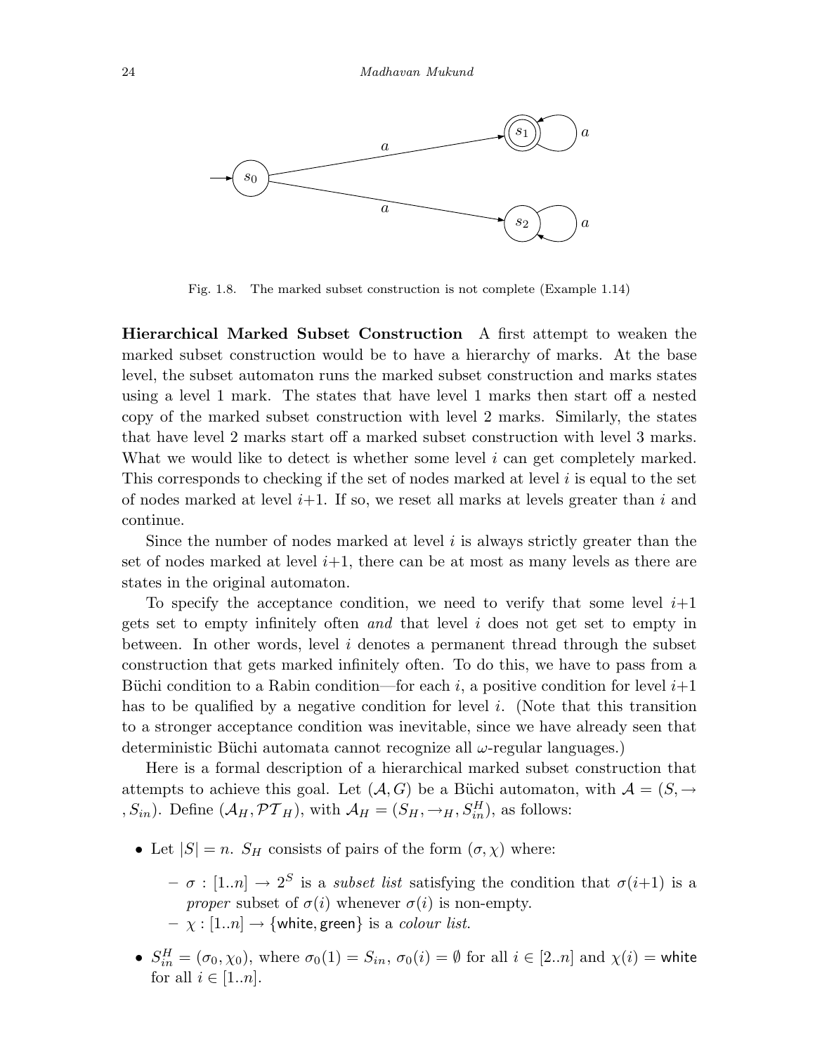Fig. 1.8. The marked subset construction is not complete (Example 1.14)

**Hierarchical Marked Subset Construction** A first attempt to weaken the marked subset construction would be to have a hierarchy of marks. At the base level, the subset automaton runs the marked subset construction and marks states using a level 1 mark. The states that have level 1 marks then start off a nested copy of the marked subset construction with level 2 marks. Similarly, the states that have level 2 marks start off a marked subset construction with level 3 marks. What we would like to detect is whether some level $i$ can get completely marked. This corresponds to checking if the set of nodes marked at level $i$ is equal to the set of nodes marked at level $i$+1. If so, we reset all marks at levels greater than $i$ and continue.

Since the number of nodes marked at level $i$ is always strictly greater than the set of nodes marked at level $i$+1, there can be at most as many levels as there are states in the original automaton.

To specify the acceptance condition, we need to verify that some level $i$+1 gets set to empty infinitely often *and* that level $i$ does not get set to empty in between. In other words, level $i$ denotes a permanent thread through the subset construction that gets marked infinitely often. To do this, we have to pass from a Büchi condition to a Rabin condition—for each $i$, a positive condition for level $i$+1 has to be qualified by a negative condition for level $i$. (Note that this transition to a stronger acceptance condition was inevitable, since we have already seen that deterministic Büchi automata cannot recognize all $\omega$-regular languages.)

Here is a formal description of a hierarchical marked subset construction that attempts to achieve this goal. Let $(\mathcal{A}, G)$ be a Büchi automaton, with $\mathcal{A} = (S, \rightarrow, S_{in})$. Define $(\mathcal{A}_H, \mathcal{PT}_H)$, with $\mathcal{A}_H = (S_H, \rightarrow_H, S^H_{in})$, as follows:

- Let $|S| = n$. $S_H$ consists of pairs of the form $(\sigma, \chi)$ where:
  - $\sigma : [1..n] \rightarrow 2^S$ is a *subset list* satisfying the condition that $\sigma(i{+}1)$ is a *proper* subset of $\sigma(i)$ whenever $\sigma(i)$ is non-empty.
  - $\chi : [1..n] \rightarrow \{\mathsf{white}, \mathsf{green}\}$ is a *colour list*.
- $S^H_{in} = (\sigma_0, \chi_0)$, where $\sigma_0(1) = S_{in}$, $\sigma_0(i) = \emptyset$ for all $i \in [2..n]$ and $\chi(i) = \mathsf{white}$ for all $i \in [1..n]$.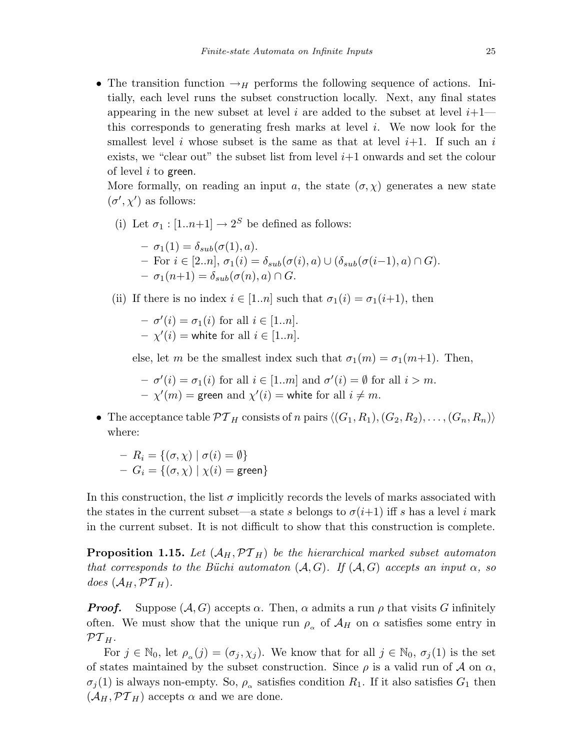- The transition function $\rightarrow_H$ performs the following sequence of actions. Initially, each level runs the subset construction locally. Next, any final states appearing in the new subset at level $i$ are added to the subset at level $i{+}1$—this corresponds to generating fresh marks at level $i$. We now look for the smallest level $i$ whose subset is the same as that at level $i{+}1$. If such an $i$ exists, we "clear out" the subset list from level $i{+}1$ onwards and set the colour of level $i$ to $\mathsf{green}$.

  More formally, on reading an input $a$, the state $(\sigma, \chi)$ generates a new state $(\sigma', \chi')$ as follows:

  (i) Let $\sigma_1 : [1..n{+}1] \rightarrow 2^S$ be defined as follows:

  - $\sigma_1(1) = \delta_{sub}(\sigma(1), a)$.
  - For $i \in [2..n]$, $\sigma_1(i) = \delta_{sub}(\sigma(i), a) \cup (\delta_{sub}(\sigma(i{-}1), a) \cap G)$.
  - $\sigma_1(n{+}1) = \delta_{sub}(\sigma(n), a) \cap G$.

  (ii) If there is no index $i \in [1..n]$ such that $\sigma_1(i) = \sigma_1(i{+}1)$, then

  - $\sigma'(i) = \sigma_1(i)$ for all $i \in [1..n]$.
  - $\chi'(i) = \mathsf{white}$ for all $i \in [1..n]$.

  else, let $m$ be the smallest index such that $\sigma_1(m) = \sigma_1(m{+}1)$. Then,

  - $\sigma'(i) = \sigma_1(i)$ for all $i \in [1..m]$ and $\sigma'(i) = \emptyset$ for all $i > m$.
  - $\chi'(m) = \mathsf{green}$ and $\chi'(i) = \mathsf{white}$ for all $i \neq m$.

- The acceptance table $\mathcal{PT}_H$ consists of $n$ pairs $\langle (G_1, R_1), (G_2, R_2), \ldots, (G_n, R_n) \rangle$ where:

  - $R_i = \{(\sigma, \chi) \mid \sigma(i) = \emptyset\}$
  - $G_i = \{(\sigma, \chi) \mid \chi(i) = \mathsf{green}\}$

In this construction, the list $\sigma$ implicitly records the levels of marks associated with the states in the current subset—a state $s$ belongs to $\sigma(i{+}1)$ iff $s$ has a level $i$ mark in the current subset. It is not difficult to show that this construction is complete.

**Proposition 1.15.** *Let $(\mathcal{A}_H, \mathcal{PT}_H)$ be the hierarchical marked subset automaton that corresponds to the Büchi automaton $(\mathcal{A}, G)$. If $(\mathcal{A}, G)$ accepts an input $\alpha$, so does $(\mathcal{A}_H, \mathcal{PT}_H)$.*

***Proof.*** Suppose $(\mathcal{A}, G)$ accepts $\alpha$. Then, $\alpha$ admits a run $\rho$ that visits $G$ infinitely often. We must show that the unique run $\rho_\alpha$ of $\mathcal{A}_H$ on $\alpha$ satisfies some entry in $\mathcal{PT}_H$.

For $j \in \mathbb{N}_0$, let $\rho_\alpha(j) = (\sigma_j, \chi_j)$. We know that for all $j \in \mathbb{N}_0$, $\sigma_j(1)$ is the set of states maintained by the subset construction. Since $\rho$ is a valid run of $\mathcal{A}$ on $\alpha$, $\sigma_j(1)$ is always non-empty. So, $\rho_\alpha$ satisfies condition $R_1$. If it also satisfies $G_1$ then $(\mathcal{A}_H, \mathcal{PT}_H)$ accepts $\alpha$ and we are done.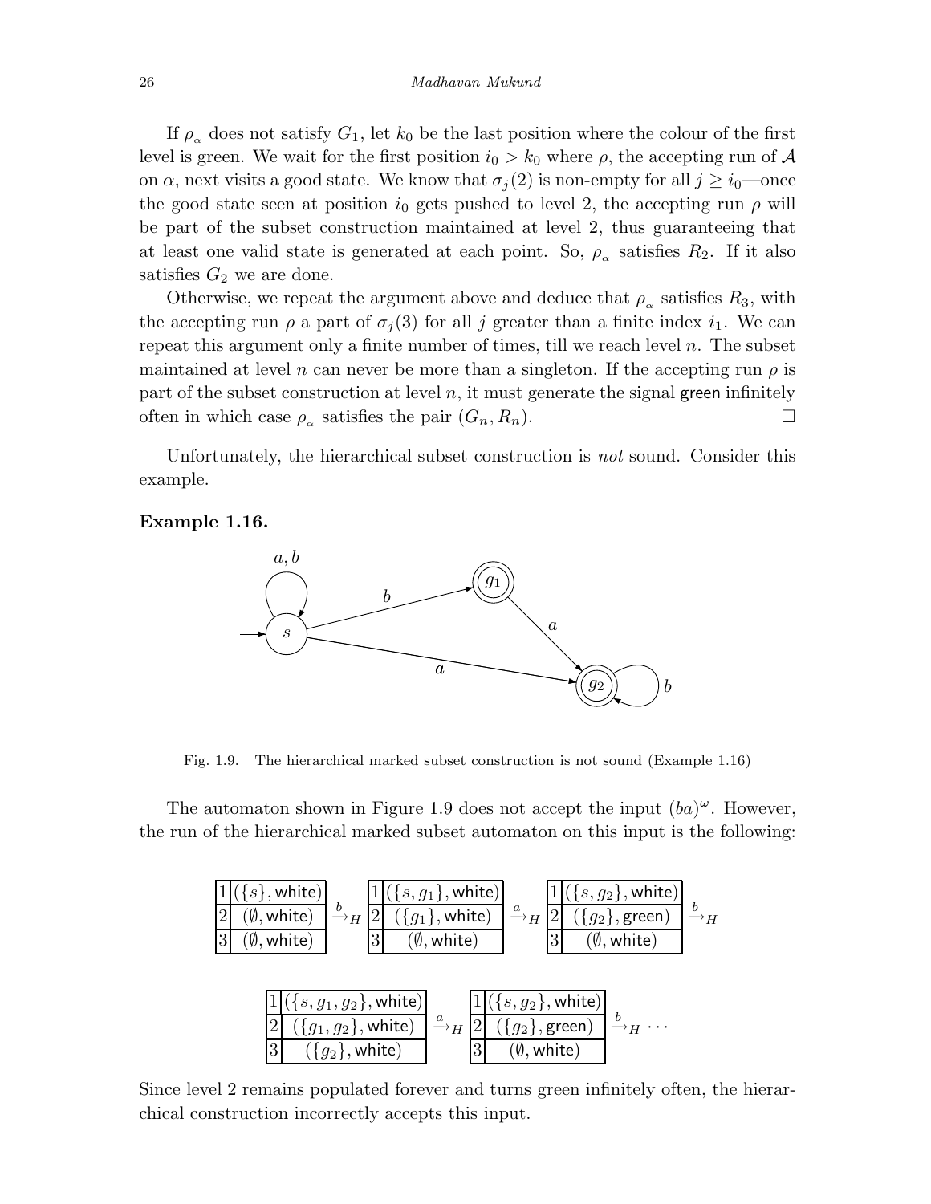If $\rho_\alpha$ does not satisfy $G_1$, let $k_0$ be the last position where the colour of the first level is green. We wait for the first position $i_0 > k_0$ where $\rho$, the accepting run of $\mathcal{A}$ on $\alpha$, next visits a good state. We know that $\sigma_j(2)$ is non-empty for all $j \geq i_0$—once the good state seen at position $i_0$ gets pushed to level 2, the accepting run $\rho$ will be part of the subset construction maintained at level 2, thus guaranteeing that at least one valid state is generated at each point. So, $\rho_\alpha$ satisfies $R_2$. If it also satisfies $G_2$ we are done.

Otherwise, we repeat the argument above and deduce that $\rho_\alpha$ satisfies $R_3$, with the accepting run $\rho$ a part of $\sigma_j(3)$ for all $j$ greater than a finite index $i_1$. We can repeat this argument only a finite number of times, till we reach level $n$. The subset maintained at level $n$ can never be more than a singleton. If the accepting run $\rho$ is part of the subset construction at level $n$, it must generate the signal green infinitely often in which case $\rho_\alpha$ satisfies the pair $(G_n, R_n)$. □

Unfortunately, the hierarchical subset construction is *not* sound. Consider this example.

**Example 1.16.**

Fig. 1.9. The hierarchical marked subset construction is not sound (Example 1.16)

The automaton shown in Figure 1.9 does not accept the input $(ba)^\omega$. However, the run of the hierarchical marked subset automaton on this input is the following:

| Level | State 0 | | State 1 | | State 2 | | State 3 | | State 4 | |
|---|---|---|---|---|---|---|---|---|---|---|
| 1 | $(\{s\}, \text{white})$ | $\xrightarrow{b}_H$ | $(\{s, g_1\}, \text{white})$ | $\xrightarrow{a}_H$ | $(\{s, g_2\}, \text{white})$ | $\xrightarrow{b}_H$ | $(\{s, g_1, g_2\}, \text{white})$ | $\xrightarrow{a}_H$ | $(\{s, g_2\}, \text{white})$ | $\xrightarrow{b}_H \cdots$ |
| 2 | $(\emptyset, \text{white})$ | | $(\{g_1\}, \text{white})$ | | $(\{g_2\}, \text{green})$ | | $(\{g_1, g_2\}, \text{white})$ | | $(\{g_2\}, \text{green})$ | |
| 3 | $(\emptyset, \text{white})$ | | $(\emptyset, \text{white})$ | | $(\emptyset, \text{white})$ | | $(\{g_2\}, \text{white})$ | | $(\emptyset, \text{white})$ | |

Since level 2 remains populated forever and turns green infinitely often, the hierarchical construction incorrectly accepts this input.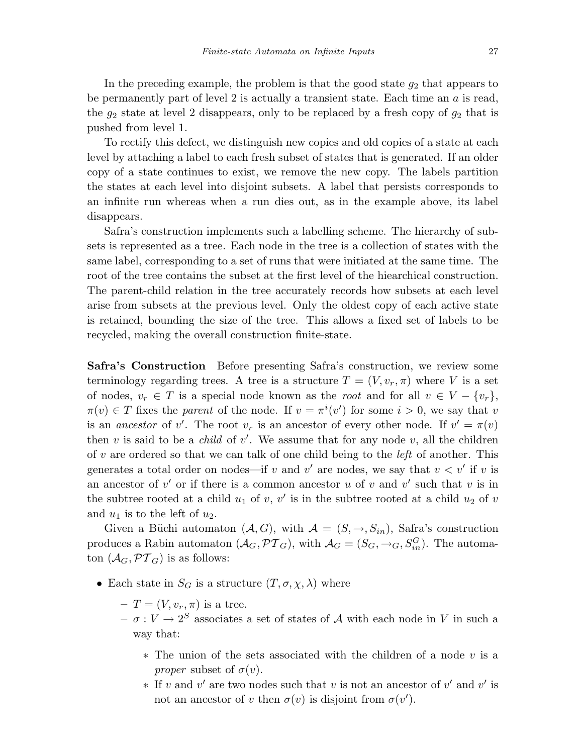In the preceding example, the problem is that the good state $g_2$ that appears to be permanently part of level 2 is actually a transient state. Each time an $a$ is read, the $g_2$ state at level 2 disappears, only to be replaced by a fresh copy of $g_2$ that is pushed from level 1.

To rectify this defect, we distinguish new copies and old copies of a state at each level by attaching a label to each fresh subset of states that is generated. If an older copy of a state continues to exist, we remove the new copy. The labels partition the states at each level into disjoint subsets. A label that persists corresponds to an infinite run whereas when a run dies out, as in the example above, its label disappears.

Safra's construction implements such a labelling scheme. The hierarchy of subsets is represented as a tree. Each node in the tree is a collection of states with the same label, corresponding to a set of runs that were initiated at the same time. The root of the tree contains the subset at the first level of the hiearchical construction. The parent-child relation in the tree accurately records how subsets at each level arise from subsets at the previous level. Only the oldest copy of each active state is retained, bounding the size of the tree. This allows a fixed set of labels to be recycled, making the overall construction finite-state.

**Safra's Construction** Before presenting Safra's construction, we review some terminology regarding trees. A tree is a structure $T = (V, v_r, \pi)$ where $V$ is a set of nodes, $v_r \in T$ is a special node known as the *root* and for all $v \in V - \{v_r\}$, $\pi(v) \in T$ fixes the *parent* of the node. If $v = \pi^i(v')$ for some $i > 0$, we say that $v$ is an *ancestor* of $v'$. The root $v_r$ is an ancestor of every other node. If $v' = \pi(v)$ then $v$ is said to be a *child* of $v'$. We assume that for any node $v$, all the children of $v$ are ordered so that we can talk of one child being to the *left* of another. This generates a total order on nodes—if $v$ and $v'$ are nodes, we say that $v < v'$ if $v$ is an ancestor of $v'$ or if there is a common ancestor $u$ of $v$ and $v'$ such that $v$ is in the subtree rooted at a child $u_1$ of $v$, $v'$ is in the subtree rooted at a child $u_2$ of $v$ and $u_1$ is to the left of $u_2$.

Given a Büchi automaton $(\mathcal{A}, G)$, with $\mathcal{A} = (S, \rightarrow, S_{in})$, Safra's construction produces a Rabin automaton $(\mathcal{A}_G, \mathcal{PT}_G)$, with $\mathcal{A}_G = (S_G, \rightarrow_G, S_{in}^G)$. The automaton $(\mathcal{A}_G, \mathcal{PT}_G)$ is as follows:

- Each state in $S_G$ is a structure $(T, \sigma, \chi, \lambda)$ where
  - $T = (V, v_r, \pi)$ is a tree.
  - $\sigma : V \rightarrow 2^S$ associates a set of states of $\mathcal{A}$ with each node in $V$ in such a way that:
    - The union of the sets associated with the children of a node $v$ is a *proper* subset of $\sigma(v)$.
    - If $v$ and $v'$ are two nodes such that $v$ is not an ancestor of $v'$ and $v'$ is not an ancestor of $v$ then $\sigma(v)$ is disjoint from $\sigma(v')$.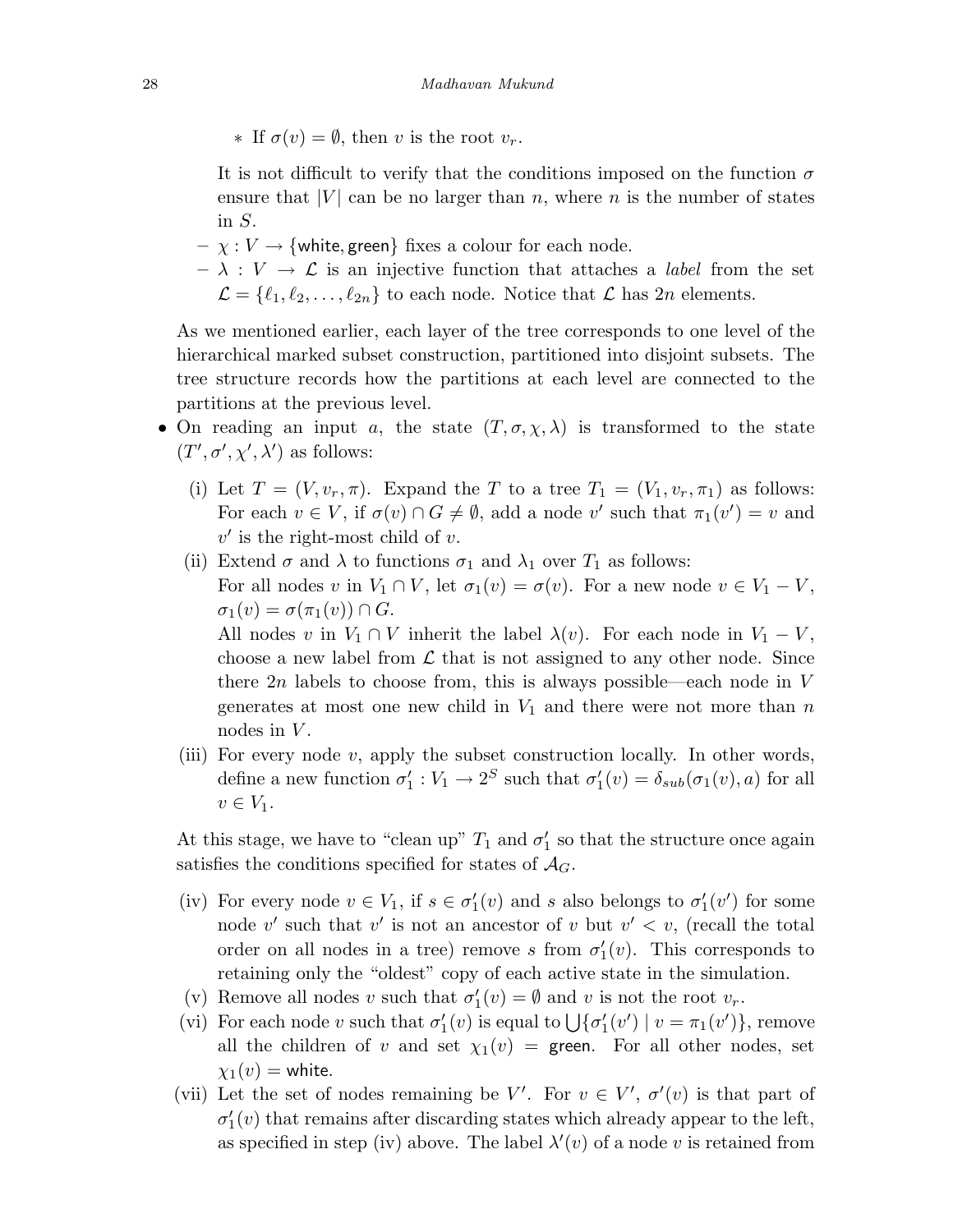* If $\sigma(v) = \emptyset$, then $v$ is the root $v_r$.

  It is not difficult to verify that the conditions imposed on the function $\sigma$ ensure that $|V|$ can be no larger than $n$, where $n$ is the number of states in $S$.

  – $\chi : V \rightarrow \{\mathsf{white}, \mathsf{green}\}$ fixes a colour for each node.

  – $\lambda : V \rightarrow \mathcal{L}$ is an injective function that attaches a *label* from the set $\mathcal{L} = \{\ell_1, \ell_2, \ldots, \ell_{2n}\}$ to each node. Notice that $\mathcal{L}$ has $2n$ elements.

  As we mentioned earlier, each layer of the tree corresponds to one level of the hierarchical marked subset construction, partitioned into disjoint subsets. The tree structure records how the partitions at each level are connected to the partitions at the previous level.

- On reading an input $a$, the state $(T, \sigma, \chi, \lambda)$ is transformed to the state $(T', \sigma', \chi', \lambda')$ as follows:

  (i) Let $T = (V, v_r, \pi)$. Expand the $T$ to a tree $T_1 = (V_1, v_r, \pi_1)$ as follows: For each $v \in V$, if $\sigma(v) \cap G \neq \emptyset$, add a node $v'$ such that $\pi_1(v') = v$ and $v'$ is the right-most child of $v$.

  (ii) Extend $\sigma$ and $\lambda$ to functions $\sigma_1$ and $\lambda_1$ over $T_1$ as follows:
  For all nodes $v$ in $V_1 \cap V$, let $\sigma_1(v) = \sigma(v)$. For a new node $v \in V_1 - V$, $\sigma_1(v) = \sigma(\pi_1(v)) \cap G$.
  All nodes $v$ in $V_1 \cap V$ inherit the label $\lambda(v)$. For each node in $V_1 - V$, choose a new label from $\mathcal{L}$ that is not assigned to any other node. Since there $2n$ labels to choose from, this is always possible—each node in $V$ generates at most one new child in $V_1$ and there were not more than $n$ nodes in $V$.

  (iii) For every node $v$, apply the subset construction locally. In other words, define a new function $\sigma_1' : V_1 \rightarrow 2^S$ such that $\sigma_1'(v) = \delta_{sub}(\sigma_1(v), a)$ for all $v \in V_1$.

  At this stage, we have to "clean up" $T_1$ and $\sigma_1'$ so that the structure once again satisfies the conditions specified for states of $\mathcal{A}_G$.

  (iv) For every node $v \in V_1$, if $s \in \sigma_1'(v)$ and $s$ also belongs to $\sigma_1'(v')$ for some node $v'$ such that $v'$ is not an ancestor of $v$ but $v' < v$, (recall the total order on all nodes in a tree) remove $s$ from $\sigma_1'(v)$. This corresponds to retaining only the "oldest" copy of each active state in the simulation.

  (v) Remove all nodes $v$ such that $\sigma_1'(v) = \emptyset$ and $v$ is not the root $v_r$.

  (vi) For each node $v$ such that $\sigma_1'(v)$ is equal to $\bigcup\{\sigma_1'(v') \mid v = \pi_1(v')\}$, remove all the children of $v$ and set $\chi_1(v) = \mathsf{green}$. For all other nodes, set $\chi_1(v) = \mathsf{white}$.

  (vii) Let the set of nodes remaining be $V'$. For $v \in V'$, $\sigma'(v)$ is that part of $\sigma_1'(v)$ that remains after discarding states which already appear to the left, as specified in step (iv) above. The label $\lambda'(v)$ of a node $v$ is retained from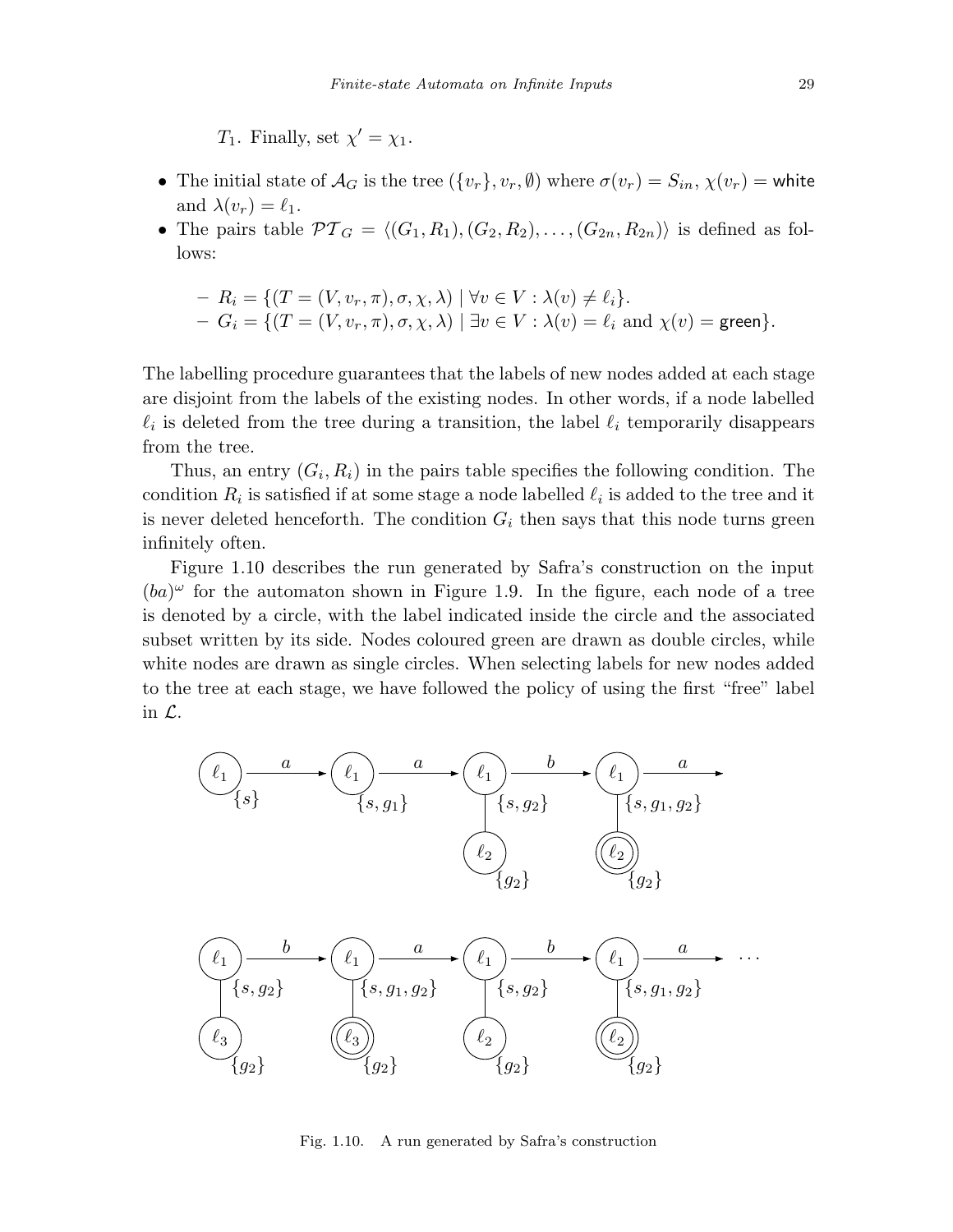$T_1$. Finally, set $\chi' = \chi_1$.

- The initial state of $\mathcal{A}_G$ is the tree $(\{v_r\}, v_r, \emptyset)$ where $\sigma(v_r) = S_{in}$, $\chi(v_r) = \mathsf{white}$ and $\lambda(v_r) = \ell_1$.
- The pairs table $\mathcal{PT}_G = \langle (G_1, R_1), (G_2, R_2), \ldots, (G_{2n}, R_{2n}) \rangle$ is defined as follows:
  - $R_i = \{(T = (V, v_r, \pi), \sigma, \chi, \lambda) \mid \forall v \in V : \lambda(v) \neq \ell_i\}$.
  - $G_i = \{(T = (V, v_r, \pi), \sigma, \chi, \lambda) \mid \exists v \in V : \lambda(v) = \ell_i \text{ and } \chi(v) = \mathsf{green}\}$.

The labelling procedure guarantees that the labels of new nodes added at each stage are disjoint from the labels of the existing nodes. In other words, if a node labelled $\ell_i$ is deleted from the tree during a transition, the label $\ell_i$ temporarily disappears from the tree.

Thus, an entry $(G_i, R_i)$ in the pairs table specifies the following condition. The condition $R_i$ is satisfied if at some stage a node labelled $\ell_i$ is added to the tree and it is never deleted henceforth. The condition $G_i$ then says that this node turns green infinitely often.

Figure 1.10 describes the run generated by Safra's construction on the input $(ba)^\omega$ for the automaton shown in Figure 1.9. In the figure, each node of a tree is denoted by a circle, with the label indicated inside the circle and the associated subset written by its side. Nodes coloured green are drawn as double circles, while white nodes are drawn as single circles. When selecting labels for new nodes added to the tree at each stage, we have followed the policy of using the first "free" label in $\mathcal{L}$.

Fig. 1.10. A run generated by Safra's construction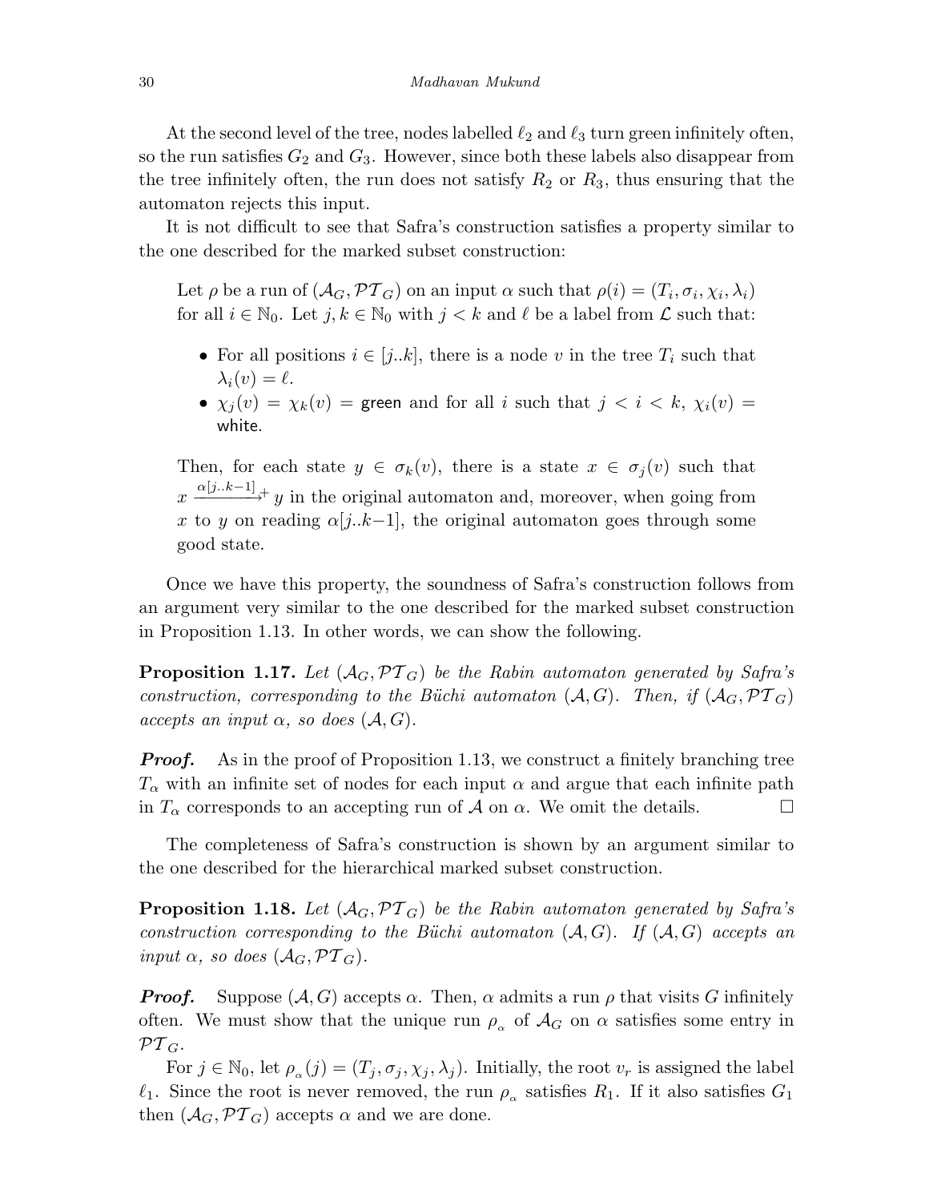At the second level of the tree, nodes labelled $\ell_2$ and $\ell_3$ turn green infinitely often, so the run satisfies $G_2$ and $G_3$. However, since both these labels also disappear from the tree infinitely often, the run does not satisfy $R_2$ or $R_3$, thus ensuring that the automaton rejects this input.

It is not difficult to see that Safra's construction satisfies a property similar to the one described for the marked subset construction:

> Let $\rho$ be a run of $(\mathcal{A}_G, \mathcal{PT}_G)$ on an input $\alpha$ such that $\rho(i) = (T_i, \sigma_i, \chi_i, \lambda_i)$ for all $i \in \mathbb{N}_0$. Let $j, k \in \mathbb{N}_0$ with $j < k$ and $\ell$ be a label from $\mathcal{L}$ such that:
>
> - For all positions $i \in [j..k]$, there is a node $v$ in the tree $T_i$ such that $\lambda_i(v) = \ell$.
> - $\chi_j(v) = \chi_k(v) = \mathsf{green}$ and for all $i$ such that $j < i < k$, $\chi_i(v) = \mathsf{white}$.
>
> Then, for each state $y \in \sigma_k(v)$, there is a state $x \in \sigma_j(v)$ such that $x \xrightarrow{\alpha[j..k-1]}{}^{+} y$ in the original automaton and, moreover, when going from $x$ to $y$ on reading $\alpha[j..k-1]$, the original automaton goes through some good state.

Once we have this property, the soundness of Safra's construction follows from an argument very similar to the one described for the marked subset construction in Proposition 1.13. In other words, we can show the following.

**Proposition 1.17.** *Let $(\mathcal{A}_G, \mathcal{PT}_G)$ be the Rabin automaton generated by Safra's construction, corresponding to the Büchi automaton $(\mathcal{A}, G)$. Then, if $(\mathcal{A}_G, \mathcal{PT}_G)$ accepts an input $\alpha$, so does $(\mathcal{A}, G)$.*

***Proof.*** As in the proof of Proposition 1.13, we construct a finitely branching tree $T_\alpha$ with an infinite set of nodes for each input $\alpha$ and argue that each infinite path in $T_\alpha$ corresponds to an accepting run of $\mathcal{A}$ on $\alpha$. We omit the details. $\square$

The completeness of Safra's construction is shown by an argument similar to the one described for the hierarchical marked subset construction.

**Proposition 1.18.** *Let $(\mathcal{A}_G, \mathcal{PT}_G)$ be the Rabin automaton generated by Safra's construction corresponding to the Büchi automaton $(\mathcal{A}, G)$. If $(\mathcal{A}, G)$ accepts an input $\alpha$, so does $(\mathcal{A}_G, \mathcal{PT}_G)$.*

***Proof.*** Suppose $(\mathcal{A}, G)$ accepts $\alpha$. Then, $\alpha$ admits a run $\rho$ that visits $G$ infinitely often. We must show that the unique run $\rho_\alpha$ of $\mathcal{A}_G$ on $\alpha$ satisfies some entry in $\mathcal{PT}_G$.

For $j \in \mathbb{N}_0$, let $\rho_\alpha(j) = (T_j, \sigma_j, \chi_j, \lambda_j)$. Initially, the root $v_r$ is assigned the label $\ell_1$. Since the root is never removed, the run $\rho_\alpha$ satisfies $R_1$. If it also satisfies $G_1$ then $(\mathcal{A}_G, \mathcal{PT}_G)$ accepts $\alpha$ and we are done.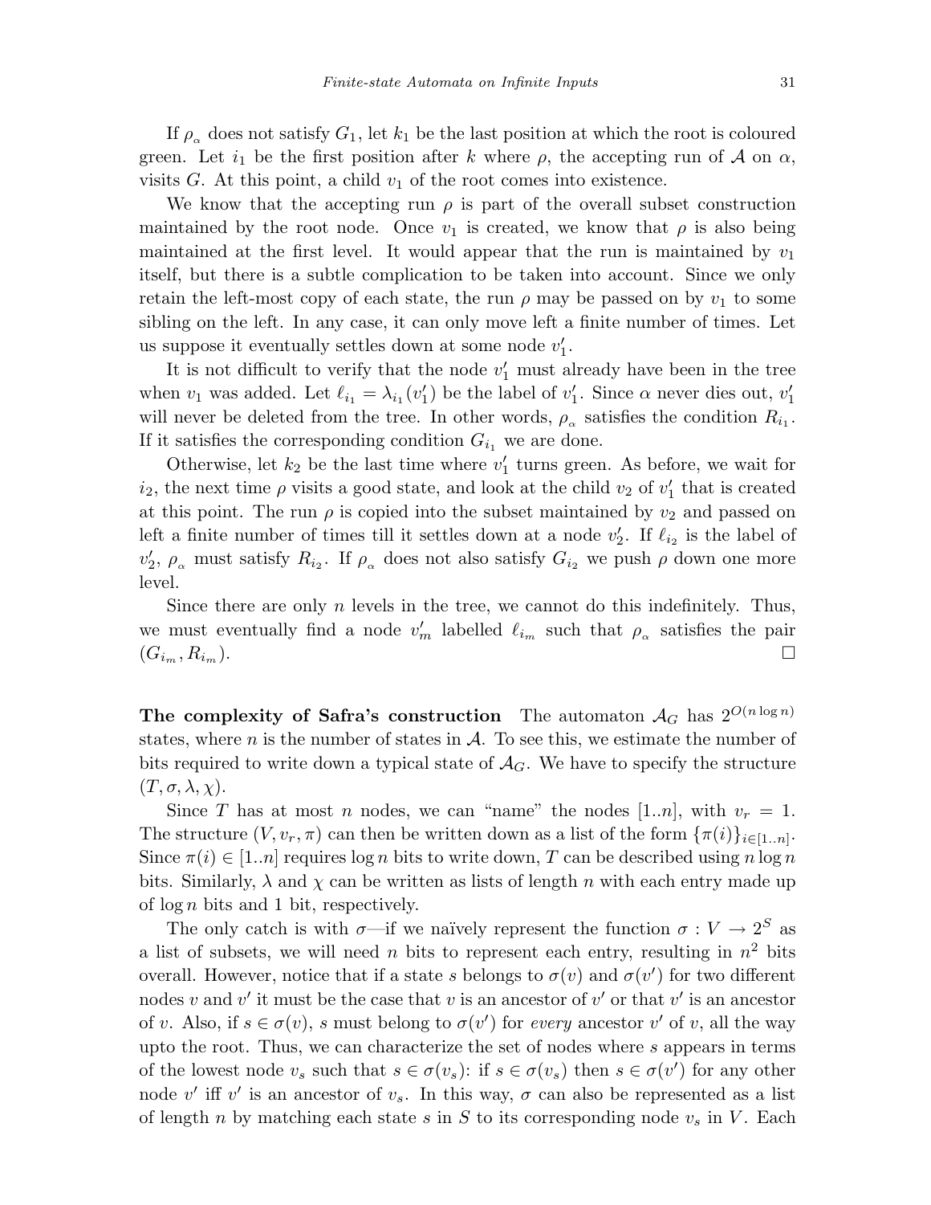If $\rho_\alpha$ does not satisfy $G_1$, let $k_1$ be the last position at which the root is coloured green. Let $i_1$ be the first position after $k$ where $\rho$, the accepting run of $\mathcal{A}$ on $\alpha$, visits $G$. At this point, a child $v_1$ of the root comes into existence.

We know that the accepting run $\rho$ is part of the overall subset construction maintained by the root node. Once $v_1$ is created, we know that $\rho$ is also being maintained at the first level. It would appear that the run is maintained by $v_1$ itself, but there is a subtle complication to be taken into account. Since we only retain the left-most copy of each state, the run $\rho$ may be passed on by $v_1$ to some sibling on the left. In any case, it can only move left a finite number of times. Let us suppose it eventually settles down at some node $v_1'$.

It is not difficult to verify that the node $v_1'$ must already have been in the tree when $v_1$ was added. Let $\ell_{i_1} = \lambda_{i_1}(v_1')$ be the label of $v_1'$. Since $\alpha$ never dies out, $v_1'$ will never be deleted from the tree. In other words, $\rho_\alpha$ satisfies the condition $R_{i_1}$. If it satisfies the corresponding condition $G_{i_1}$ we are done.

Otherwise, let $k_2$ be the last time where $v_1'$ turns green. As before, we wait for $i_2$, the next time $\rho$ visits a good state, and look at the child $v_2$ of $v_1'$ that is created at this point. The run $\rho$ is copied into the subset maintained by $v_2$ and passed on left a finite number of times till it settles down at a node $v_2'$. If $\ell_{i_2}$ is the label of $v_2'$, $\rho_\alpha$ must satisfy $R_{i_2}$. If $\rho_\alpha$ does not also satisfy $G_{i_2}$ we push $\rho$ down one more level.

Since there are only $n$ levels in the tree, we cannot do this indefinitely. Thus, we must eventually find a node $v_m'$ labelled $\ell_{i_m}$ such that $\rho_\alpha$ satisfies the pair $(G_{i_m}, R_{i_m})$. □

**The complexity of Safra's construction** The automaton $\mathcal{A}_G$ has $2^{O(n \log n)}$ states, where $n$ is the number of states in $\mathcal{A}$. To see this, we estimate the number of bits required to write down a typical state of $\mathcal{A}_G$. We have to specify the structure $(T, \sigma, \lambda, \chi)$.

Since $T$ has at most $n$ nodes, we can "name" the nodes $[1..n]$, with $v_r = 1$. The structure $(V, v_r, \pi)$ can then be written down as a list of the form $\{\pi(i)\}_{i \in [1..n]}$. Since $\pi(i) \in [1..n]$ requires $\log n$ bits to write down, $T$ can be described using $n \log n$ bits. Similarly, $\lambda$ and $\chi$ can be written as lists of length $n$ with each entry made up of $\log n$ bits and 1 bit, respectively.

The only catch is with $\sigma$—if we naïvely represent the function $\sigma : V \to 2^S$ as a list of subsets, we will need $n$ bits to represent each entry, resulting in $n^2$ bits overall. However, notice that if a state $s$ belongs to $\sigma(v)$ and $\sigma(v')$ for two different nodes $v$ and $v'$ it must be the case that $v$ is an ancestor of $v'$ or that $v'$ is an ancestor of $v$. Also, if $s \in \sigma(v)$, $s$ must belong to $\sigma(v')$ for *every* ancestor $v'$ of $v$, all the way upto the root. Thus, we can characterize the set of nodes where $s$ appears in terms of the lowest node $v_s$ such that $s \in \sigma(v_s)$: if $s \in \sigma(v_s)$ then $s \in \sigma(v')$ for any other node $v'$ iff $v'$ is an ancestor of $v_s$. In this way, $\sigma$ can also be represented as a list of length $n$ by matching each state $s$ in $S$ to its corresponding node $v_s$ in $V$. Each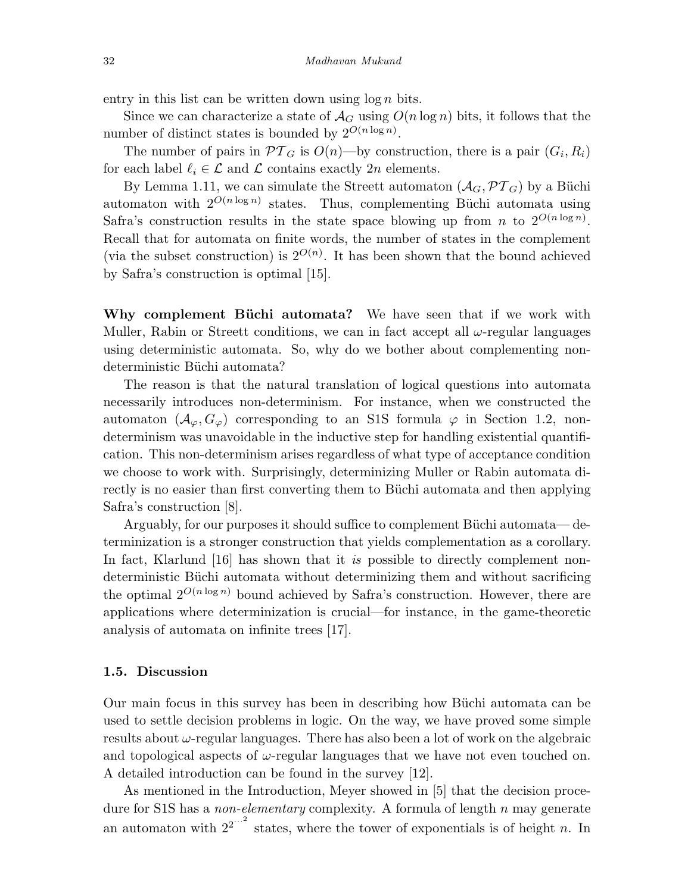entry in this list can be written down using $\log n$ bits.

Since we can characterize a state of $\mathcal{A}_G$ using $O(n \log n)$ bits, it follows that the number of distinct states is bounded by $2^{O(n \log n)}$.

The number of pairs in $\mathcal{PT}_G$ is $O(n)$—by construction, there is a pair $(G_i, R_i)$ for each label $\ell_i \in \mathcal{L}$ and $\mathcal{L}$ contains exactly $2n$ elements.

By Lemma 1.11, we can simulate the Streett automaton $(\mathcal{A}_G, \mathcal{PT}_G)$ by a Büchi automaton with $2^{O(n \log n)}$ states. Thus, complementing Büchi automata using Safra's construction results in the state space blowing up from $n$ to $2^{O(n \log n)}$. Recall that for automata on finite words, the number of states in the complement (via the subset construction) is $2^{O(n)}$. It has been shown that the bound achieved by Safra's construction is optimal [15].

**Why complement Büchi automata?** We have seen that if we work with Muller, Rabin or Streett conditions, we can in fact accept all $\omega$-regular languages using deterministic automata. So, why do we bother about complementing non-deterministic Büchi automata?

The reason is that the natural translation of logical questions into automata necessarily introduces non-determinism. For instance, when we constructed the automaton $(\mathcal{A}_\varphi, G_\varphi)$ corresponding to an S1S formula $\varphi$ in Section 1.2, non-determinism was unavoidable in the inductive step for handling existential quantification. This non-determinism arises regardless of what type of acceptance condition we choose to work with. Surprisingly, determinizing Muller or Rabin automata directly is no easier than first converting them to Büchi automata and then applying Safra's construction [8].

Arguably, for our purposes it should suffice to complement Büchi automata— determinization is a stronger construction that yields complementation as a corollary. In fact, Klarlund [16] has shown that it *is* possible to directly complement non-deterministic Büchi automata without determinizing them and without sacrificing the optimal $2^{O(n \log n)}$ bound achieved by Safra's construction. However, there are applications where determinization is crucial—for instance, in the game-theoretic analysis of automata on infinite trees [17].

### 1.5. Discussion

Our main focus in this survey has been in describing how Büchi automata can be used to settle decision problems in logic. On the way, we have proved some simple results about $\omega$-regular languages. There has also been a lot of work on the algebraic and topological aspects of $\omega$-regular languages that we have not even touched on. A detailed introduction can be found in the survey [12].

As mentioned in the Introduction, Meyer showed in [5] that the decision procedure for S1S has a *non-elementary* complexity. A formula of length $n$ may generate an automaton with $2^{2^{\cdot^{\cdot^{\cdot^{2}}}}}$ states, where the tower of exponentials is of height $n$. In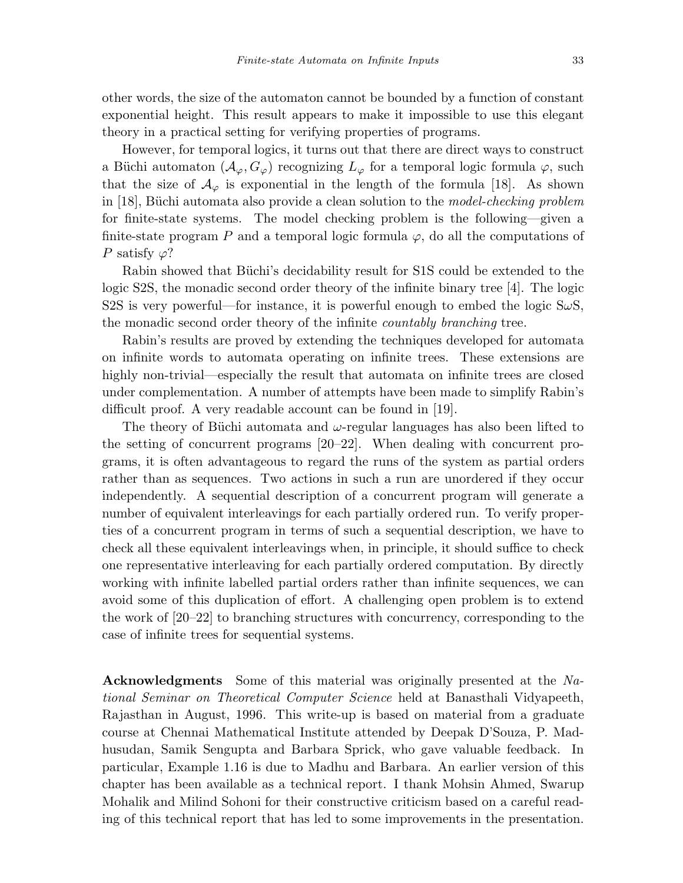other words, the size of the automaton cannot be bounded by a function of constant exponential height. This result appears to make it impossible to use this elegant theory in a practical setting for verifying properties of programs.

However, for temporal logics, it turns out that there are direct ways to construct a Büchi automaton $(\mathcal{A}_\varphi, G_\varphi)$ recognizing $L_\varphi$ for a temporal logic formula $\varphi$, such that the size of $\mathcal{A}_\varphi$ is exponential in the length of the formula [18]. As shown in [18], Büchi automata also provide a clean solution to the *model-checking problem* for finite-state systems. The model checking problem is the following—given a finite-state program $P$ and a temporal logic formula $\varphi$, do all the computations of $P$ satisfy $\varphi$?

Rabin showed that Büchi's decidability result for S1S could be extended to the logic S2S, the monadic second order theory of the infinite binary tree [4]. The logic S2S is very powerful—for instance, it is powerful enough to embed the logic S$\omega$S, the monadic second order theory of the infinite *countably branching* tree.

Rabin's results are proved by extending the techniques developed for automata on infinite words to automata operating on infinite trees. These extensions are highly non-trivial—especially the result that automata on infinite trees are closed under complementation. A number of attempts have been made to simplify Rabin's difficult proof. A very readable account can be found in [19].

The theory of Büchi automata and $\omega$-regular languages has also been lifted to the setting of concurrent programs [20–22]. When dealing with concurrent programs, it is often advantageous to regard the runs of the system as partial orders rather than as sequences. Two actions in such a run are unordered if they occur independently. A sequential description of a concurrent program will generate a number of equivalent interleavings for each partially ordered run. To verify properties of a concurrent program in terms of such a sequential description, we have to check all these equivalent interleavings when, in principle, it should suffice to check one representative interleaving for each partially ordered computation. By directly working with infinite labelled partial orders rather than infinite sequences, we can avoid some of this duplication of effort. A challenging open problem is to extend the work of [20–22] to branching structures with concurrency, corresponding to the case of infinite trees for sequential systems.

**Acknowledgments** Some of this material was originally presented at the *National Seminar on Theoretical Computer Science* held at Banasthali Vidyapeeth, Rajasthan in August, 1996. This write-up is based on material from a graduate course at Chennai Mathematical Institute attended by Deepak D'Souza, P. Madhusudan, Samik Sengupta and Barbara Sprick, who gave valuable feedback. In particular, Example 1.16 is due to Madhu and Barbara. An earlier version of this chapter has been available as a technical report. I thank Mohsin Ahmed, Swarup Mohalik and Milind Sohoni for their constructive criticism based on a careful reading of this technical report that has led to some improvements in the presentation.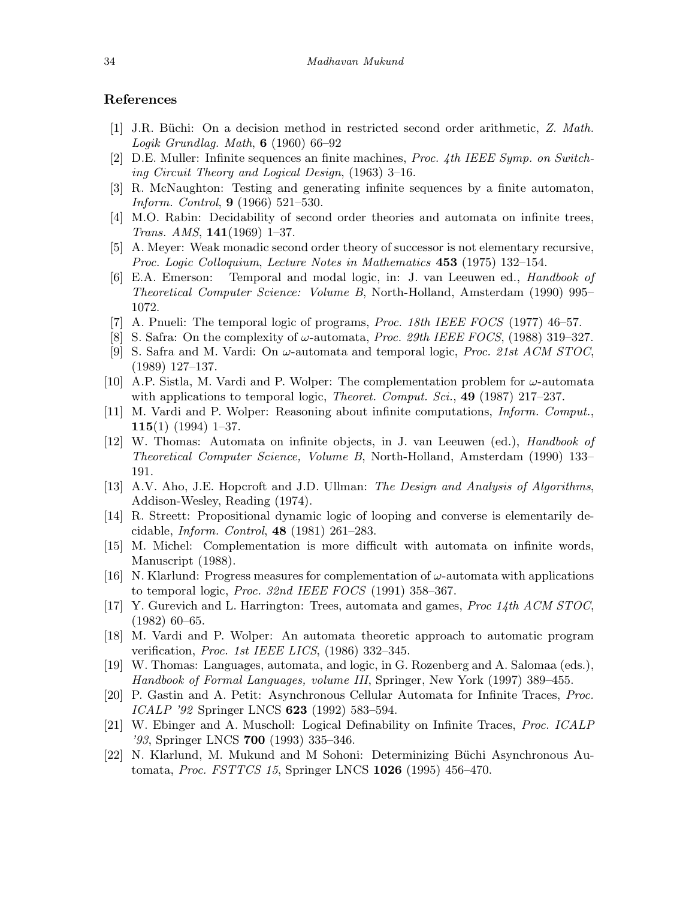## References

[1] J.R. Büchi: On a decision method in restricted second order arithmetic, *Z. Math. Logik Grundlag. Math*, **6** (1960) 66–92

[2] D.E. Muller: Infinite sequences an finite machines, *Proc. 4th IEEE Symp. on Switching Circuit Theory and Logical Design*, (1963) 3–16.

[3] R. McNaughton: Testing and generating infinite sequences by a finite automaton, *Inform. Control*, **9** (1966) 521–530.

[4] M.O. Rabin: Decidability of second order theories and automata on infinite trees, *Trans. AMS*, **141**(1969) 1–37.

[5] A. Meyer: Weak monadic second order theory of successor is not elementary recursive, *Proc. Logic Colloquium*, *Lecture Notes in Mathematics* **453** (1975) 132–154.

[6] E.A. Emerson: Temporal and modal logic, in: J. van Leeuwen ed., *Handbook of Theoretical Computer Science: Volume B*, North-Holland, Amsterdam (1990) 995–1072.

[7] A. Pnueli: The temporal logic of programs, *Proc. 18th IEEE FOCS* (1977) 46–57.

[8] S. Safra: On the complexity of $\omega$-automata, *Proc. 29th IEEE FOCS*, (1988) 319–327.

[9] S. Safra and M. Vardi: On $\omega$-automata and temporal logic, *Proc. 21st ACM STOC*, (1989) 127–137.

[10] A.P. Sistla, M. Vardi and P. Wolper: The complementation problem for $\omega$-automata with applications to temporal logic, *Theoret. Comput. Sci.*, **49** (1987) 217–237.

[11] M. Vardi and P. Wolper: Reasoning about infinite computations, *Inform. Comput.*, **115**(1) (1994) 1–37.

[12] W. Thomas: Automata on infinite objects, in J. van Leeuwen (ed.), *Handbook of Theoretical Computer Science, Volume B*, North-Holland, Amsterdam (1990) 133–191.

[13] A.V. Aho, J.E. Hopcroft and J.D. Ullman: *The Design and Analysis of Algorithms*, Addison-Wesley, Reading (1974).

[14] R. Streett: Propositional dynamic logic of looping and converse is elementarily decidable, *Inform. Control*, **48** (1981) 261–283.

[15] M. Michel: Complementation is more difficult with automata on infinite words, Manuscript (1988).

[16] N. Klarlund: Progress measures for complementation of $\omega$-automata with applications to temporal logic, *Proc. 32nd IEEE FOCS* (1991) 358–367.

[17] Y. Gurevich and L. Harrington: Trees, automata and games, *Proc 14th ACM STOC*, (1982) 60–65.

[18] M. Vardi and P. Wolper: An automata theoretic approach to automatic program verification, *Proc. 1st IEEE LICS*, (1986) 332–345.

[19] W. Thomas: Languages, automata, and logic, in G. Rozenberg and A. Salomaa (eds.), *Handbook of Formal Languages, volume III*, Springer, New York (1997) 389–455.

[20] P. Gastin and A. Petit: Asynchronous Cellular Automata for Infinite Traces, *Proc. ICALP '92* Springer LNCS **623** (1992) 583–594.

[21] W. Ebinger and A. Muscholl: Logical Definability on Infinite Traces, *Proc. ICALP '93*, Springer LNCS **700** (1993) 335–346.

[22] N. Klarlund, M. Mukund and M Sohoni: Determinizing Büchi Asynchronous Automata, *Proc. FSTTCS 15*, Springer LNCS **1026** (1995) 456–470.